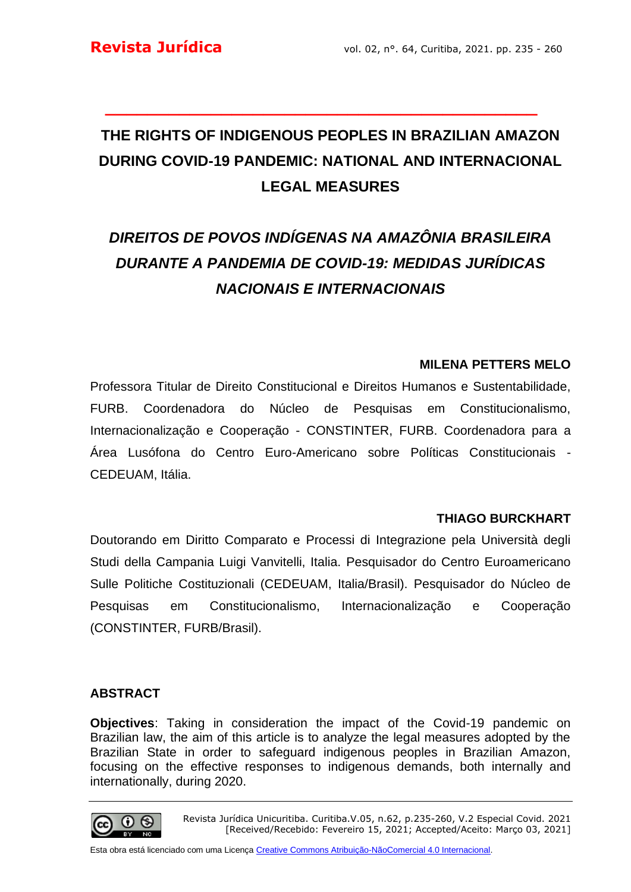# THE RIGHTS OF INDIGENOUS PEOPLES IN BRAZILIAN AMAZON DURING COVID-19 PANDEMIC: NATIONAL AND INTERNACIONAL LEGAL MEASURES

## *DIREITOS DE POVOS INDÍGENAS NA AMAZÔNIA BRASILEIRA DURANTE A PANDEMIA DE COVID-19: MEDIDAS JURÍDICAS NACIONAIS E INTERNACIONAIS*

**MILENA PETTERS MELO**

Professora Titular de Direito Constitucional e Direitos Humanos e Sustentabilidade, FURB. Coordenadora do Núcleo de Pesquisas em Constitucionalismo, Internacionalização e Cooperação - CONSTINTER, FURB. Coordenadora para a Área Lusófona do Centro Euro-Americano sobre Políticas Constitucionais - CEDEUAM, Itália.

**THIAGO BURCKHART**

Doutorando em Diritto Comparato e Processi di Integrazione pela Università degli Studi della Campania Luigi Vanvitelli, Italia. Pesquisador do Centro Euroamericano Sulle Politiche Costituzionali (CEDEUAM, Italia/Brasil). Pesquisador do Núcleo de Pesquisas em Constitucionalismo, Internacionalização e Cooperação (CONSTINTER, FURB/Brasil).

## ABSTRACT

**Objectives**: Taking in consideration the impact of the Covid-19 pandemic on Brazilian law, the aim of this article is to analyze the legal measures adopted by the Brazilian State in order to safeguard indigenous peoples in Brazilian Amazon, focusing on the effective responses to indigenous demands, both internally and internationally, during 2020.

Revista Jurídica Unicuritiba. Curitiba.V.05, n.62, p.235-260, V.2 Especial Covid. 2021
[Received/Recebido: Fevereiro 15, 2021; Accepted/Aceito: Março 03, 2021]

Esta obra está licenciado com uma Licença Creative Commons Atribuição-NãoComercial 4.0 Internacional.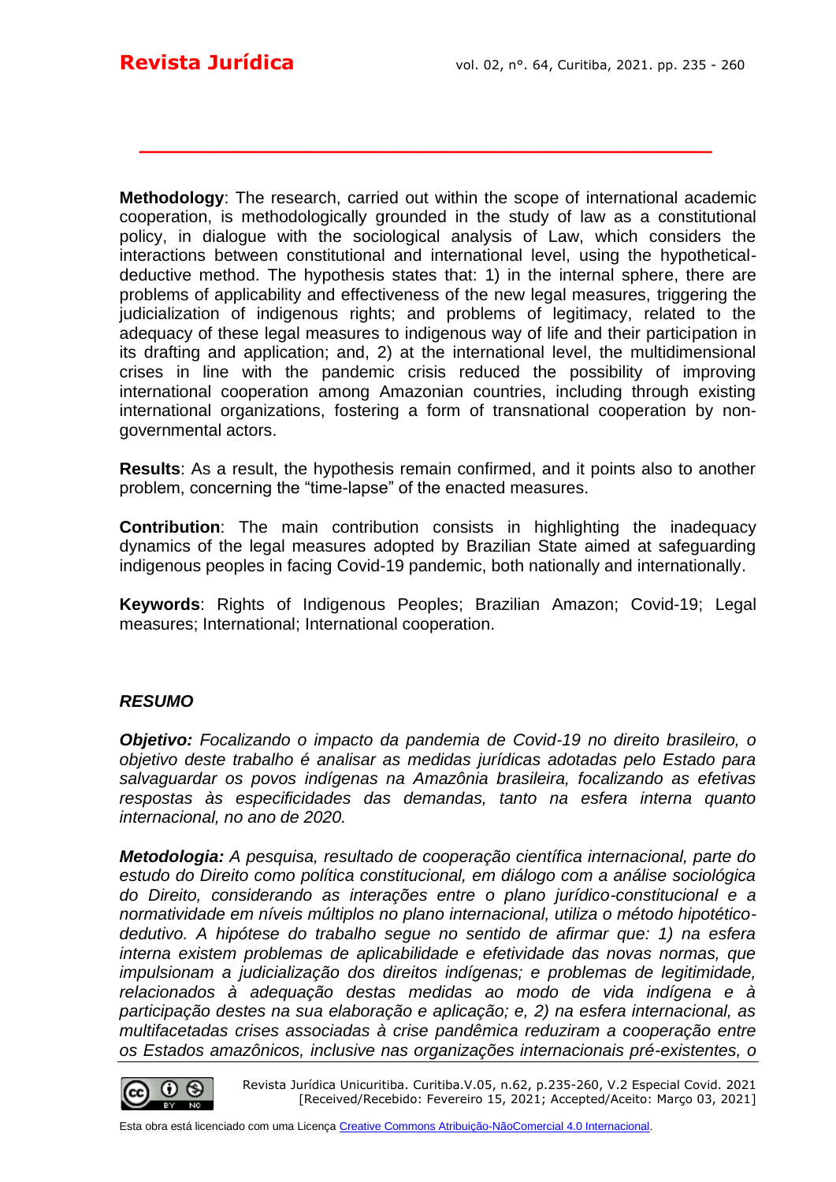**Methodology**: The research, carried out within the scope of international academic cooperation, is methodologically grounded in the study of law as a constitutional policy, in dialogue with the sociological analysis of Law, which considers the interactions between constitutional and international level, using the hypothetical-deductive method. The hypothesis states that: 1) in the internal sphere, there are problems of applicability and effectiveness of the new legal measures, triggering the judicialization of indigenous rights; and problems of legitimacy, related to the adequacy of these legal measures to indigenous way of life and their participation in its drafting and application; and, 2) at the international level, the multidimensional crises in line with the pandemic crisis reduced the possibility of improving international cooperation among Amazonian countries, including through existing international organizations, fostering a form of transnational cooperation by non-governmental actors.

**Results**: As a result, the hypothesis remain confirmed, and it points also to another problem, concerning the "time-lapse" of the enacted measures.

**Contribution**: The main contribution consists in highlighting the inadequacy dynamics of the legal measures adopted by Brazilian State aimed at safeguarding indigenous peoples in facing Covid-19 pandemic, both nationally and internationally.

**Keywords**: Rights of Indigenous Peoples; Brazilian Amazon; Covid-19; Legal measures; International; International cooperation.

## *RESUMO*

***Objetivo:*** *Focalizando o impacto da pandemia de Covid-19 no direito brasileiro, o objetivo deste trabalho é analisar as medidas jurídicas adotadas pelo Estado para salvaguardar os povos indígenas na Amazônia brasileira, focalizando as efetivas respostas às especificidades das demandas, tanto na esfera interna quanto internacional, no ano de 2020.*

***Metodologia:*** *A pesquisa, resultado de cooperação científica internacional, parte do estudo do Direito como política constitucional, em diálogo com a análise sociológica do Direito, considerando as interações entre o plano jurídico-constitucional e a normatividade em níveis múltiplos no plano internacional, utiliza o método hipotético-dedutivo. A hipótese do trabalho segue no sentido de afirmar que: 1) na esfera interna existem problemas de aplicabilidade e efetividade das novas normas, que impulsionam a judicialização dos direitos indígenas; e problemas de legitimidade, relacionados à adequação destas medidas ao modo de vida indígena e à participação destes na sua elaboração e aplicação; e, 2) na esfera internacional, as multifacetadas crises associadas à crise pandêmica reduziram a cooperação entre os Estados amazônicos, inclusive nas organizações internacionais pré-existentes, o*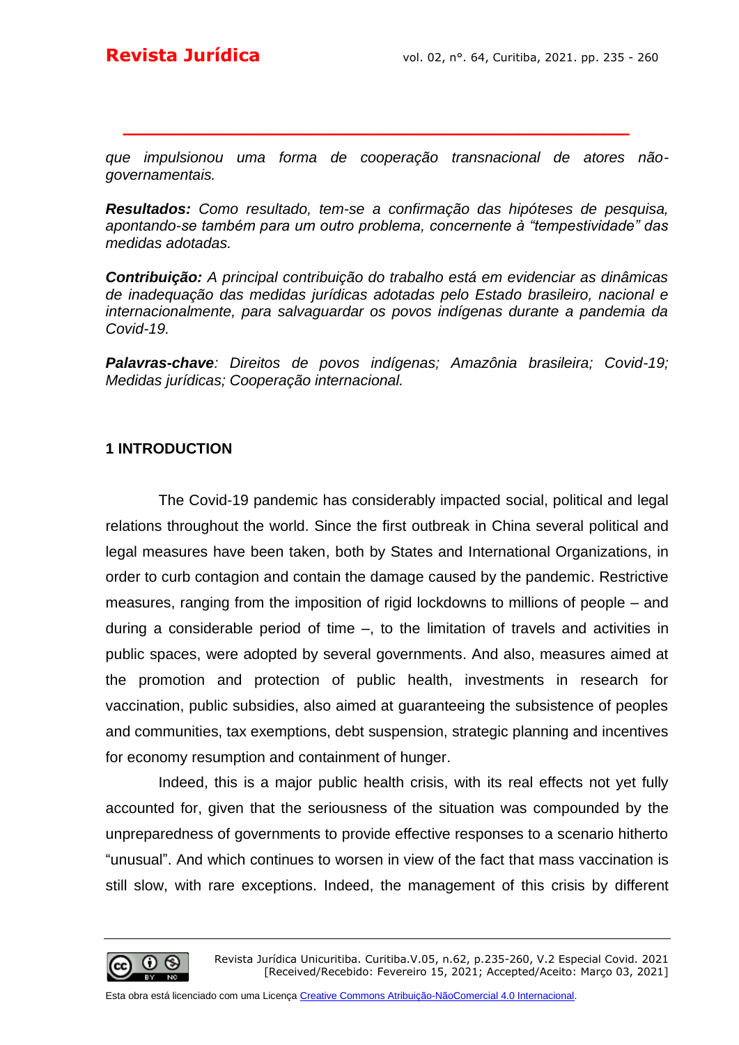*que impulsionou uma forma de cooperação transnacional de atores não-governamentais.*

***Resultados:*** *Como resultado, tem-se a confirmação das hipóteses de pesquisa, apontando-se também para um outro problema, concernente à "tempestividade" das medidas adotadas.*

***Contribuição:*** *A principal contribuição do trabalho está em evidenciar as dinâmicas de inadequação das medidas jurídicas adotadas pelo Estado brasileiro, nacional e internacionalmente, para salvaguardar os povos indígenas durante a pandemia da Covid-19.*

***Palavras-chave****: Direitos de povos indígenas; Amazônia brasileira; Covid-19; Medidas jurídicas; Cooperação internacional.*

## 1 INTRODUCTION

The Covid-19 pandemic has considerably impacted social, political and legal relations throughout the world. Since the first outbreak in China several political and legal measures have been taken, both by States and International Organizations, in order to curb contagion and contain the damage caused by the pandemic. Restrictive measures, ranging from the imposition of rigid lockdowns to millions of people – and during a considerable period of time –, to the limitation of travels and activities in public spaces, were adopted by several governments. And also, measures aimed at the promotion and protection of public health, investments in research for vaccination, public subsidies, also aimed at guaranteeing the subsistence of peoples and communities, tax exemptions, debt suspension, strategic planning and incentives for economy resumption and containment of hunger.

Indeed, this is a major public health crisis, with its real effects not yet fully accounted for, given that the seriousness of the situation was compounded by the unpreparedness of governments to provide effective responses to a scenario hitherto "unusual". And which continues to worsen in view of the fact that mass vaccination is still slow, with rare exceptions. Indeed, the management of this crisis by different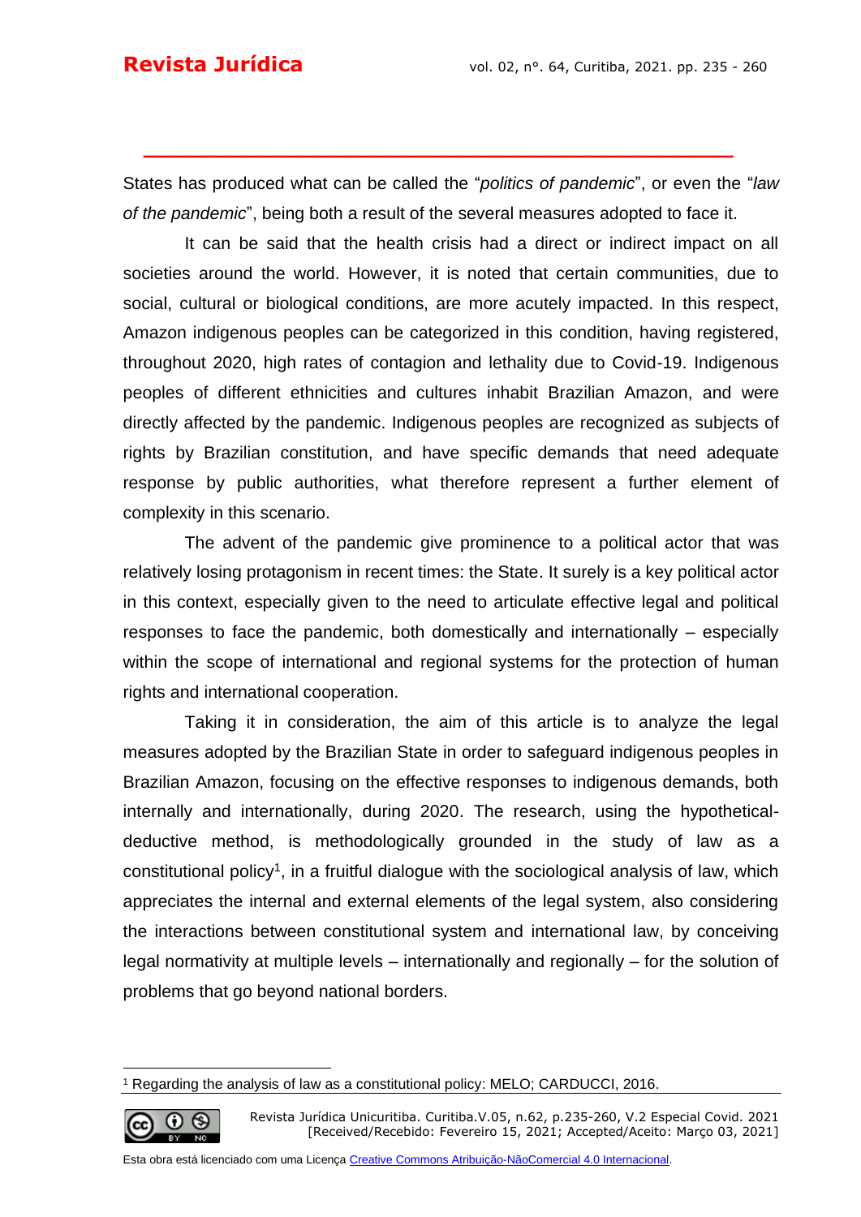States has produced what can be called the "*politics of pandemic*", or even the "*law of the pandemic*", being both a result of the several measures adopted to face it.

It can be said that the health crisis had a direct or indirect impact on all societies around the world. However, it is noted that certain communities, due to social, cultural or biological conditions, are more acutely impacted. In this respect, Amazon indigenous peoples can be categorized in this condition, having registered, throughout 2020, high rates of contagion and lethality due to Covid-19. Indigenous peoples of different ethnicities and cultures inhabit Brazilian Amazon, and were directly affected by the pandemic. Indigenous peoples are recognized as subjects of rights by Brazilian constitution, and have specific demands that need adequate response by public authorities, what therefore represent a further element of complexity in this scenario.

The advent of the pandemic give prominence to a political actor that was relatively losing protagonism in recent times: the State. It surely is a key political actor in this context, especially given to the need to articulate effective legal and political responses to face the pandemic, both domestically and internationally – especially within the scope of international and regional systems for the protection of human rights and international cooperation.

Taking it in consideration, the aim of this article is to analyze the legal measures adopted by the Brazilian State in order to safeguard indigenous peoples in Brazilian Amazon, focusing on the effective responses to indigenous demands, both internally and internationally, during 2020. The research, using the hypothetical-deductive method, is methodologically grounded in the study of law as a constitutional policy[1], in a fruitful dialogue with the sociological analysis of law, which appreciates the internal and external elements of the legal system, also considering the interactions between constitutional system and international law, by conceiving legal normativity at multiple levels – internationally and regionally – for the solution of problems that go beyond national borders.

---

[1] Regarding the analysis of law as a constitutional policy: MELO; CARDUCCI, 2016.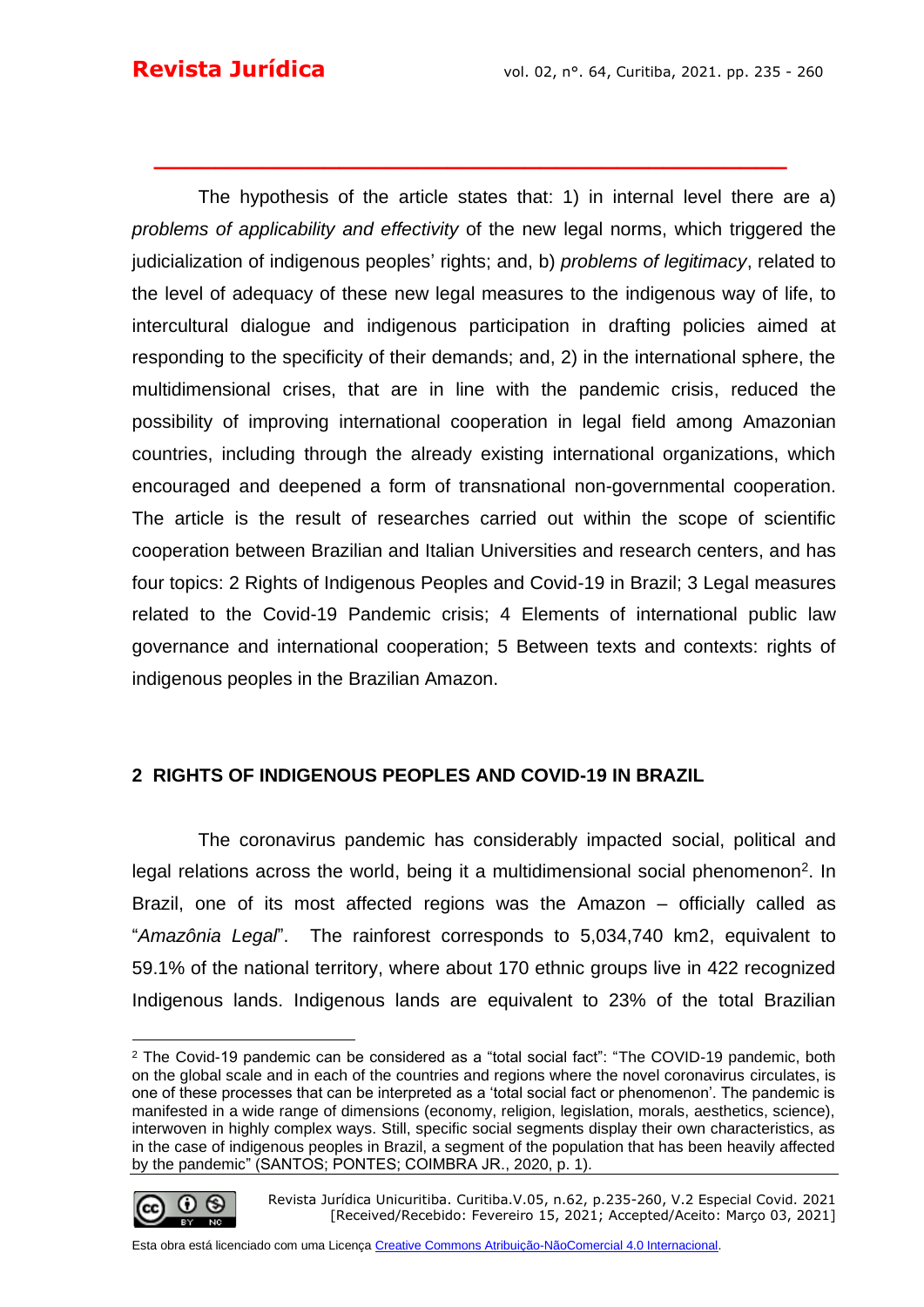The hypothesis of the article states that: 1) in internal level there are a) *problems of applicability and effectivity* of the new legal norms, which triggered the judicialization of indigenous peoples' rights; and, b) *problems of legitimacy*, related to the level of adequacy of these new legal measures to the indigenous way of life, to intercultural dialogue and indigenous participation in drafting policies aimed at responding to the specificity of their demands; and, 2) in the international sphere, the multidimensional crises, that are in line with the pandemic crisis, reduced the possibility of improving international cooperation in legal field among Amazonian countries, including through the already existing international organizations, which encouraged and deepened a form of transnational non-governmental cooperation. The article is the result of researches carried out within the scope of scientific cooperation between Brazilian and Italian Universities and research centers, and has four topics: 2 Rights of Indigenous Peoples and Covid-19 in Brazil; 3 Legal measures related to the Covid-19 Pandemic crisis; 4 Elements of international public law governance and international cooperation; 5 Between texts and contexts: rights of indigenous peoples in the Brazilian Amazon.

## 2 RIGHTS OF INDIGENOUS PEOPLES AND COVID-19 IN BRAZIL

The coronavirus pandemic has considerably impacted social, political and legal relations across the world, being it a multidimensional social phenomenon[2]. In Brazil, one of its most affected regions was the Amazon – officially called as "*Amazônia Legal*". The rainforest corresponds to 5,034,740 km2, equivalent to 59.1% of the national territory, where about 170 ethnic groups live in 422 recognized Indigenous lands. Indigenous lands are equivalent to 23% of the total Brazilian

[2] The Covid-19 pandemic can be considered as a "total social fact": "The COVID-19 pandemic, both on the global scale and in each of the countries and regions where the novel coronavirus circulates, is one of these processes that can be interpreted as a 'total social fact or phenomenon'. The pandemic is manifested in a wide range of dimensions (economy, religion, legislation, morals, aesthetics, science), interwoven in highly complex ways. Still, specific social segments display their own characteristics, as in the case of indigenous peoples in Brazil, a segment of the population that has been heavily affected by the pandemic" (SANTOS; PONTES; COIMBRA JR., 2020, p. 1).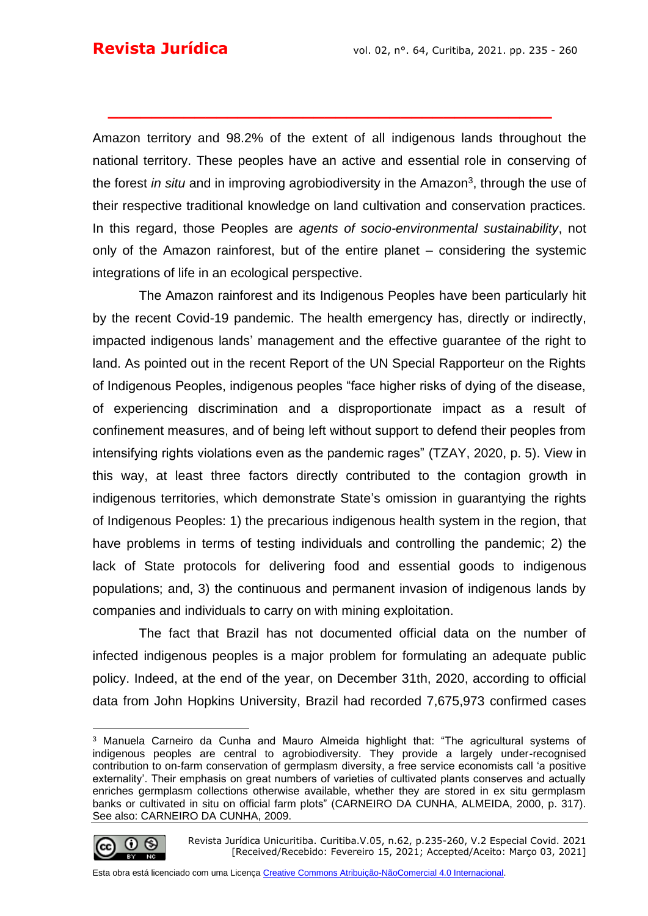Amazon territory and 98.2% of the extent of all indigenous lands throughout the national territory. These peoples have an active and essential role in conserving of the forest *in situ* and in improving agrobiodiversity in the Amazon[3], through the use of their respective traditional knowledge on land cultivation and conservation practices. In this regard, those Peoples are *agents of socio-environmental sustainability*, not only of the Amazon rainforest, but of the entire planet – considering the systemic integrations of life in an ecological perspective.

The Amazon rainforest and its Indigenous Peoples have been particularly hit by the recent Covid-19 pandemic. The health emergency has, directly or indirectly, impacted indigenous lands' management and the effective guarantee of the right to land. As pointed out in the recent Report of the UN Special Rapporteur on the Rights of Indigenous Peoples, indigenous peoples "face higher risks of dying of the disease, of experiencing discrimination and a disproportionate impact as a result of confinement measures, and of being left without support to defend their peoples from intensifying rights violations even as the pandemic rages" (TZAY, 2020, p. 5). View in this way, at least three factors directly contributed to the contagion growth in indigenous territories, which demonstrate State's omission in guarantying the rights of Indigenous Peoples: 1) the precarious indigenous health system in the region, that have problems in terms of testing individuals and controlling the pandemic; 2) the lack of State protocols for delivering food and essential goods to indigenous populations; and, 3) the continuous and permanent invasion of indigenous lands by companies and individuals to carry on with mining exploitation.

The fact that Brazil has not documented official data on the number of infected indigenous peoples is a major problem for formulating an adequate public policy. Indeed, at the end of the year, on December 31th, 2020, according to official data from John Hopkins University, Brazil had recorded 7,675,973 confirmed cases

---

[3] Manuela Carneiro da Cunha and Mauro Almeida highlight that: "The agricultural systems of indigenous peoples are central to agrobiodiversity. They provide a largely under-recognised contribution to on-farm conservation of germplasm diversity, a free service economists call 'a positive externality'. Their emphasis on great numbers of varieties of cultivated plants conserves and actually enriches germplasm collections otherwise available, whether they are stored in ex situ germplasm banks or cultivated in situ on official farm plots" (CARNEIRO DA CUNHA, ALMEIDA, 2000, p. 317). See also: CARNEIRO DA CUNHA, 2009.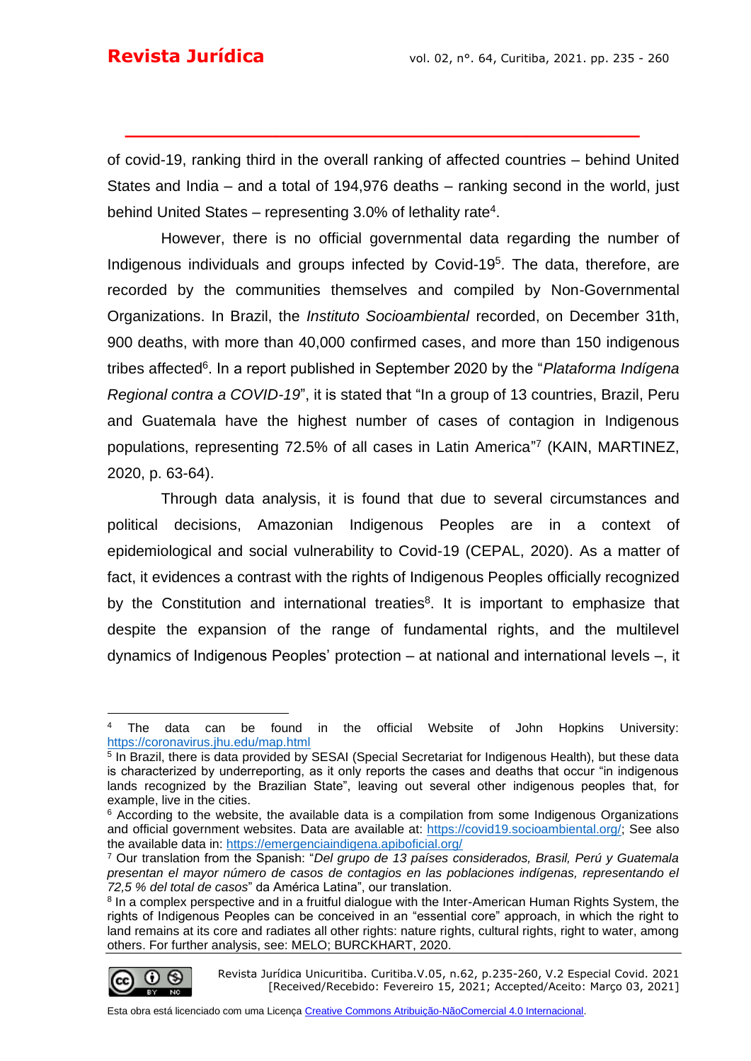of covid-19, ranking third in the overall ranking of affected countries – behind United States and India – and a total of 194,976 deaths – ranking second in the world, just behind United States – representing 3.0% of lethality rate[4].

However, there is no official governmental data regarding the number of Indigenous individuals and groups infected by Covid-19[5]. The data, therefore, are recorded by the communities themselves and compiled by Non-Governmental Organizations. In Brazil, the *Instituto Socioambiental* recorded, on December 31th, 900 deaths, with more than 40,000 confirmed cases, and more than 150 indigenous tribes affected[6]. In a report published in September 2020 by the "*Plataforma Indígena Regional contra a COVID-19*", it is stated that "In a group of 13 countries, Brazil, Peru and Guatemala have the highest number of cases of contagion in Indigenous populations, representing 72.5% of all cases in Latin America"[7] (KAIN, MARTINEZ, 2020, p. 63-64).

Through data analysis, it is found that due to several circumstances and political decisions, Amazonian Indigenous Peoples are in a context of epidemiological and social vulnerability to Covid-19 (CEPAL, 2020). As a matter of fact, it evidences a contrast with the rights of Indigenous Peoples officially recognized by the Constitution and international treaties[8]. It is important to emphasize that despite the expansion of the range of fundamental rights, and the multilevel dynamics of Indigenous Peoples' protection – at national and international levels –, it

---

[4] The data can be found in the official Website of John Hopkins University: https://coronavirus.jhu.edu/map.html

[5] In Brazil, there is data provided by SESAI (Special Secretariat for Indigenous Health), but these data is characterized by underreporting, as it only reports the cases and deaths that occur "in indigenous lands recognized by the Brazilian State", leaving out several other indigenous peoples that, for example, live in the cities.

[6] According to the website, the available data is a compilation from some Indigenous Organizations and official government websites. Data are available at: https://covid19.socioambiental.org/; See also the available data in: https://emergenciaindigena.apiboficial.org/

[7] Our translation from the Spanish: "*Del grupo de 13 países considerados, Brasil, Perú y Guatemala presentan el mayor número de casos de contagios en las poblaciones indígenas, representando el 72,5 % del total de casos*" da América Latina", our translation.

[8] In a complex perspective and in a fruitful dialogue with the Inter-American Human Rights System, the rights of Indigenous Peoples can be conceived in an "essential core" approach, in which the right to land remains at its core and radiates all other rights: nature rights, cultural rights, right to water, among others. For further analysis, see: MELO; BURCKHART, 2020.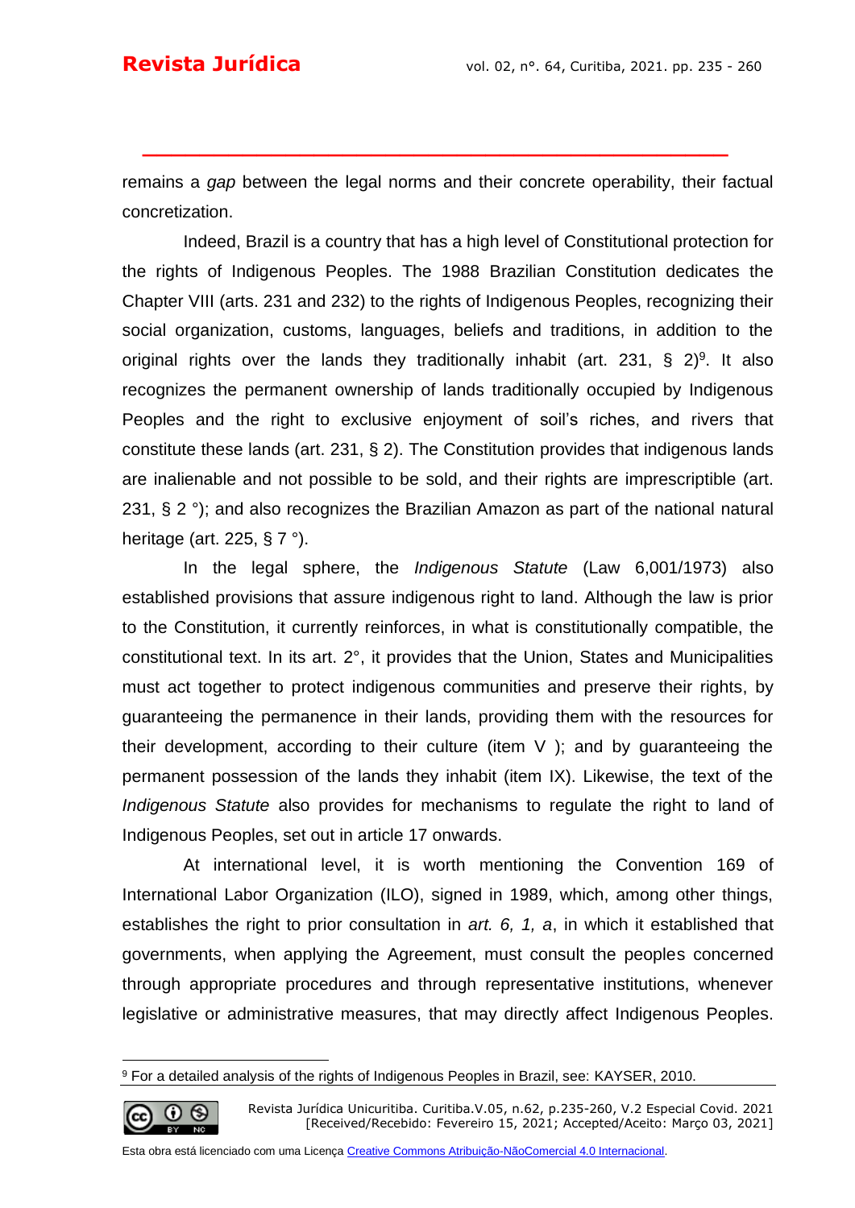remains a *gap* between the legal norms and their concrete operability, their factual concretization.

Indeed, Brazil is a country that has a high level of Constitutional protection for the rights of Indigenous Peoples. The 1988 Brazilian Constitution dedicates the Chapter VIII (arts. 231 and 232) to the rights of Indigenous Peoples, recognizing their social organization, customs, languages, beliefs and traditions, in addition to the original rights over the lands they traditionally inhabit (art. 231, § 2)[9]. It also recognizes the permanent ownership of lands traditionally occupied by Indigenous Peoples and the right to exclusive enjoyment of soil's riches, and rivers that constitute these lands (art. 231, § 2). The Constitution provides that indigenous lands are inalienable and not possible to be sold, and their rights are imprescriptible (art. 231, § 2 °); and also recognizes the Brazilian Amazon as part of the national natural heritage (art. 225, § 7 °).

In the legal sphere, the *Indigenous Statute* (Law 6,001/1973) also established provisions that assure indigenous right to land. Although the law is prior to the Constitution, it currently reinforces, in what is constitutionally compatible, the constitutional text. In its art. 2°, it provides that the Union, States and Municipalities must act together to protect indigenous communities and preserve their rights, by guaranteeing the permanence in their lands, providing them with the resources for their development, according to their culture (item V ); and by guaranteeing the permanent possession of the lands they inhabit (item IX). Likewise, the text of the *Indigenous Statute* also provides for mechanisms to regulate the right to land of Indigenous Peoples, set out in article 17 onwards.

At international level, it is worth mentioning the Convention 169 of International Labor Organization (ILO), signed in 1989, which, among other things, establishes the right to prior consultation in *art. 6, 1, a*, in which it established that governments, when applying the Agreement, must consult the peoples concerned through appropriate procedures and through representative institutions, whenever legislative or administrative measures, that may directly affect Indigenous Peoples.

[9] For a detailed analysis of the rights of Indigenous Peoples in Brazil, see: KAYSER, 2010.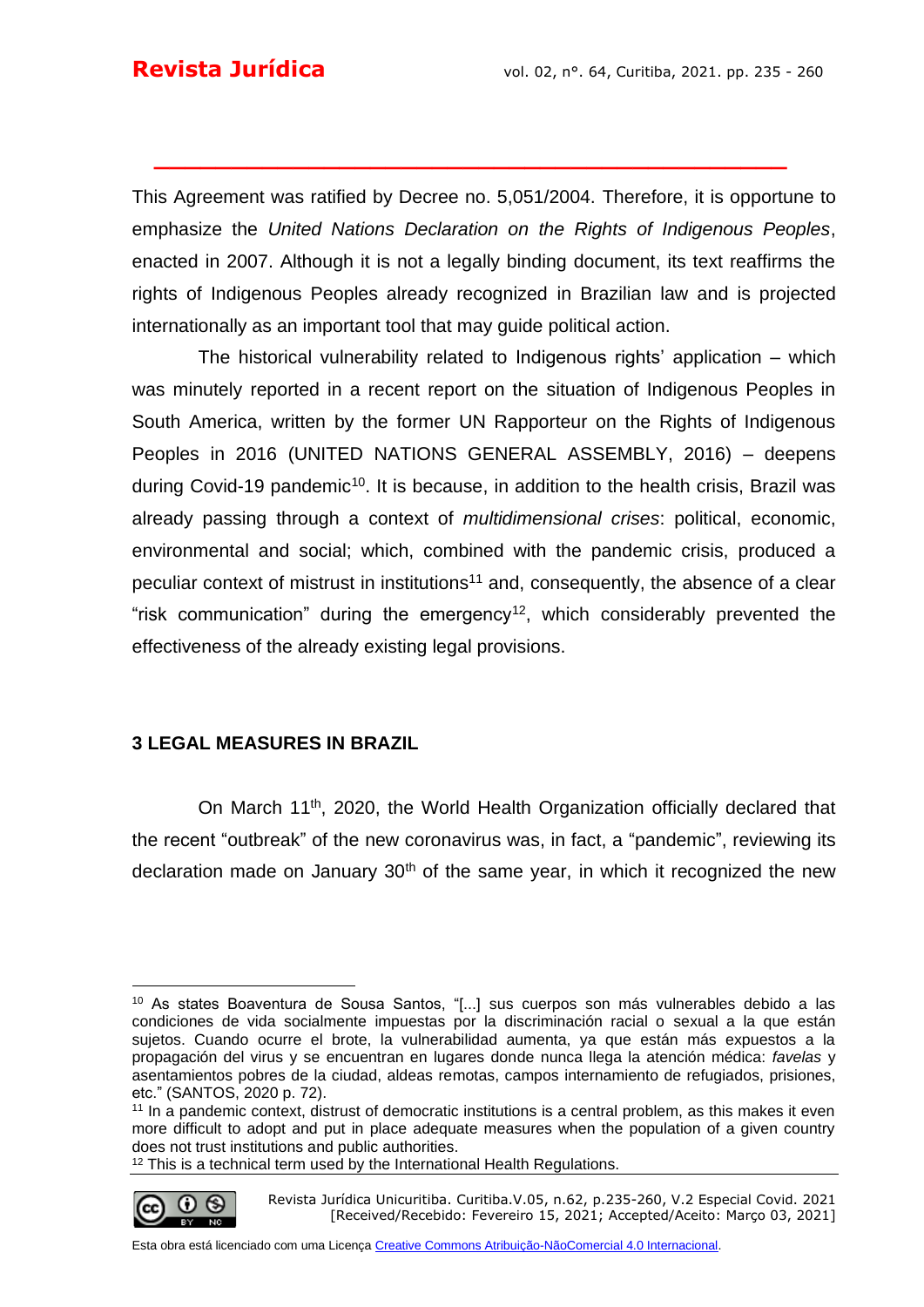This Agreement was ratified by Decree no. 5,051/2004. Therefore, it is opportune to emphasize the *United Nations Declaration on the Rights of Indigenous Peoples*, enacted in 2007. Although it is not a legally binding document, its text reaffirms the rights of Indigenous Peoples already recognized in Brazilian law and is projected internationally as an important tool that may guide political action.

The historical vulnerability related to Indigenous rights' application – which was minutely reported in a recent report on the situation of Indigenous Peoples in South America, written by the former UN Rapporteur on the Rights of Indigenous Peoples in 2016 (UNITED NATIONS GENERAL ASSEMBLY, 2016) – deepens during Covid-19 pandemic[10]. It is because, in addition to the health crisis, Brazil was already passing through a context of *multidimensional crises*: political, economic, environmental and social; which, combined with the pandemic crisis, produced a peculiar context of mistrust in institutions[11] and, consequently, the absence of a clear "risk communication" during the emergency[12], which considerably prevented the effectiveness of the already existing legal provisions.

## 3 LEGAL MEASURES IN BRAZIL

On March 11th, 2020, the World Health Organization officially declared that the recent "outbreak" of the new coronavirus was, in fact, a "pandemic", reviewing its declaration made on January 30th of the same year, in which it recognized the new

---

[10] As states Boaventura de Sousa Santos, "[...] sus cuerpos son más vulnerables debido a las condiciones de vida socialmente impuestas por la discriminación racial o sexual a la que están sujetos. Cuando ocurre el brote, la vulnerabilidad aumenta, ya que están más expuestos a la propagación del virus y se encuentran en lugares donde nunca llega la atención médica: *favelas* y asentamientos pobres de la ciudad, aldeas remotas, campos internamiento de refugiados, prisiones, etc." (SANTOS, 2020 p. 72).

[11] In a pandemic context, distrust of democratic institutions is a central problem, as this makes it even more difficult to adopt and put in place adequate measures when the population of a given country does not trust institutions and public authorities.

[12] This is a technical term used by the International Health Regulations.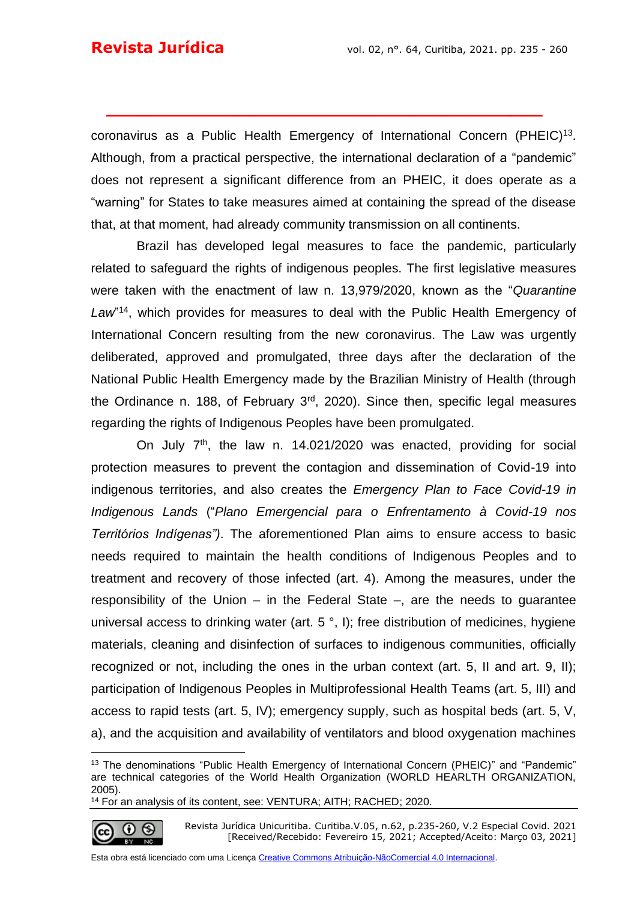coronavirus as a Public Health Emergency of International Concern (PHEIC)[13]. Although, from a practical perspective, the international declaration of a "pandemic" does not represent a significant difference from an PHEIC, it does operate as a "warning" for States to take measures aimed at containing the spread of the disease that, at that moment, had already community transmission on all continents.

Brazil has developed legal measures to face the pandemic, particularly related to safeguard the rights of indigenous peoples. The first legislative measures were taken with the enactment of law n. 13,979/2020, known as the "*Quarantine Law*"[14], which provides for measures to deal with the Public Health Emergency of International Concern resulting from the new coronavirus. The Law was urgently deliberated, approved and promulgated, three days after the declaration of the National Public Health Emergency made by the Brazilian Ministry of Health (through the Ordinance n. 188, of February 3rd, 2020). Since then, specific legal measures regarding the rights of Indigenous Peoples have been promulgated.

On July 7th, the law n. 14.021/2020 was enacted, providing for social protection measures to prevent the contagion and dissemination of Covid-19 into indigenous territories, and also creates the *Emergency Plan to Face Covid-19 in Indigenous Lands* ("*Plano Emergencial para o Enfrentamento à Covid-19 nos Territórios Indígenas")*. The aforementioned Plan aims to ensure access to basic needs required to maintain the health conditions of Indigenous Peoples and to treatment and recovery of those infected (art. 4). Among the measures, under the responsibility of the Union – in the Federal State –, are the needs to guarantee universal access to drinking water (art. 5 °, I); free distribution of medicines, hygiene materials, cleaning and disinfection of surfaces to indigenous communities, officially recognized or not, including the ones in the urban context (art. 5, II and art. 9, II); participation of Indigenous Peoples in Multiprofessional Health Teams (art. 5, III) and access to rapid tests (art. 5, IV); emergency supply, such as hospital beds (art. 5, V, a), and the acquisition and availability of ventilators and blood oxygenation machines

---

[13] The denominations "Public Health Emergency of International Concern (PHEIC)" and "Pandemic" are technical categories of the World Health Organization (WORLD HEARLTH ORGANIZATION, 2005).

[14] For an analysis of its content, see: VENTURA; AITH; RACHED; 2020.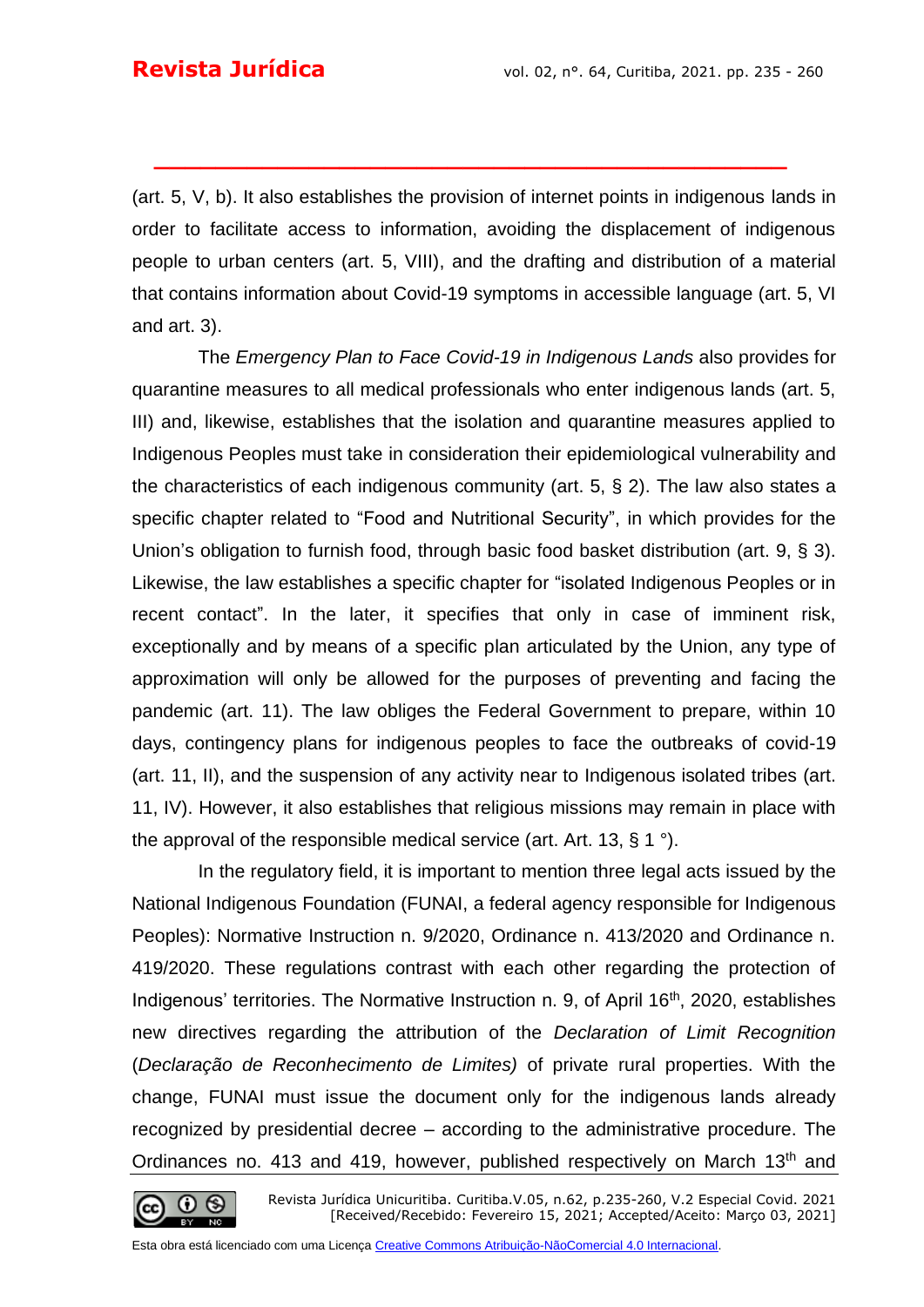(art. 5, V, b). It also establishes the provision of internet points in indigenous lands in order to facilitate access to information, avoiding the displacement of indigenous people to urban centers (art. 5, VIII), and the drafting and distribution of a material that contains information about Covid-19 symptoms in accessible language (art. 5, VI and art. 3).

The *Emergency Plan to Face Covid-19 in Indigenous Lands* also provides for quarantine measures to all medical professionals who enter indigenous lands (art. 5, III) and, likewise, establishes that the isolation and quarantine measures applied to Indigenous Peoples must take in consideration their epidemiological vulnerability and the characteristics of each indigenous community (art. 5, § 2). The law also states a specific chapter related to "Food and Nutritional Security", in which provides for the Union's obligation to furnish food, through basic food basket distribution (art. 9, § 3). Likewise, the law establishes a specific chapter for "isolated Indigenous Peoples or in recent contact". In the later, it specifies that only in case of imminent risk, exceptionally and by means of a specific plan articulated by the Union, any type of approximation will only be allowed for the purposes of preventing and facing the pandemic (art. 11). The law obliges the Federal Government to prepare, within 10 days, contingency plans for indigenous peoples to face the outbreaks of covid-19 (art. 11, II), and the suspension of any activity near to Indigenous isolated tribes (art. 11, IV). However, it also establishes that religious missions may remain in place with the approval of the responsible medical service (art. Art. 13, § 1 °).

In the regulatory field, it is important to mention three legal acts issued by the National Indigenous Foundation (FUNAI, a federal agency responsible for Indigenous Peoples): Normative Instruction n. 9/2020, Ordinance n. 413/2020 and Ordinance n. 419/2020. These regulations contrast with each other regarding the protection of Indigenous' territories. The Normative Instruction n. 9, of April 16th, 2020, establishes new directives regarding the attribution of the *Declaration of Limit Recognition* (*Declaração de Reconhecimento de Limites)* of private rural properties. With the change, FUNAI must issue the document only for the indigenous lands already recognized by presidential decree – according to the administrative procedure. The Ordinances no. 413 and 419, however, published respectively on March 13th and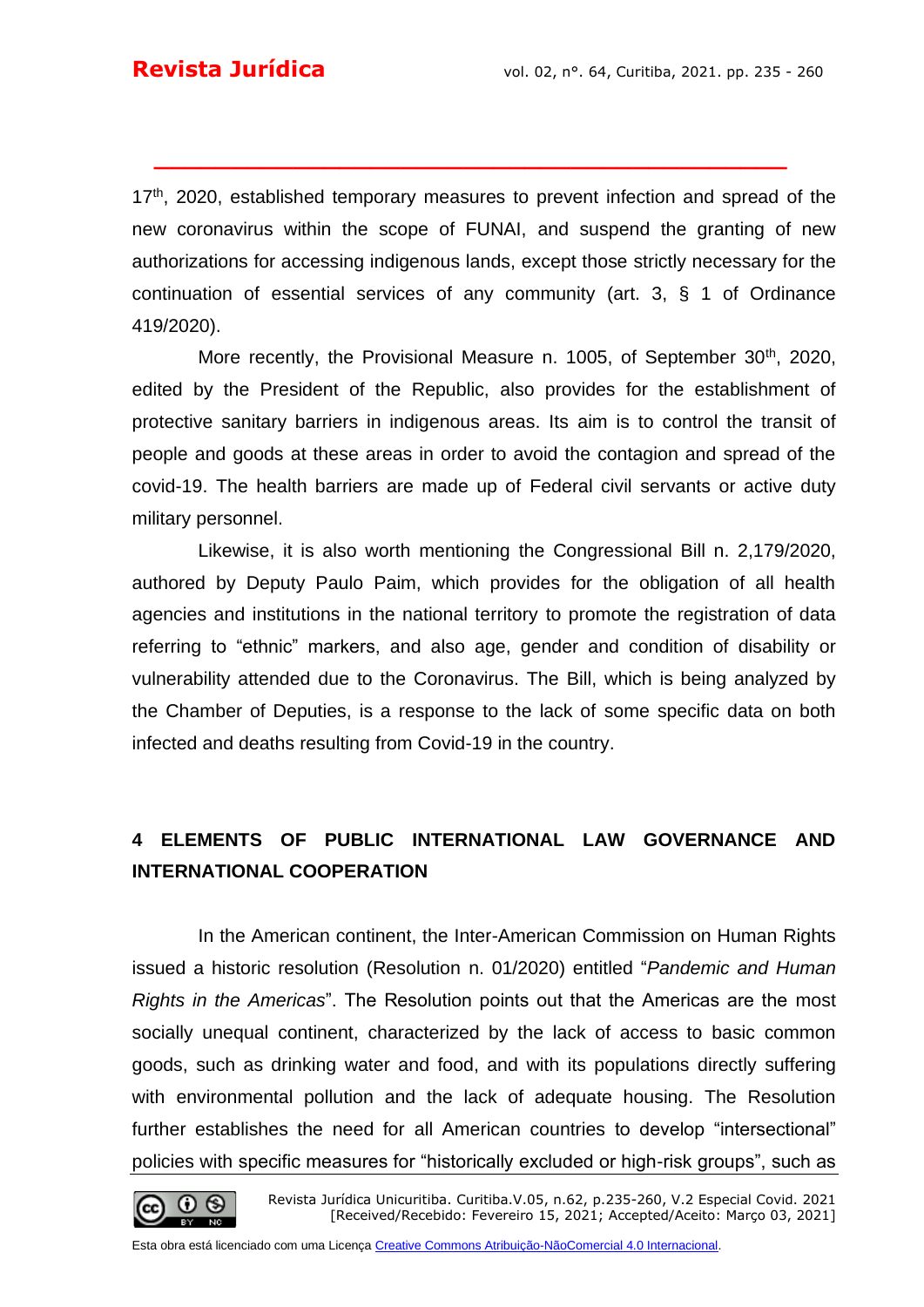17th, 2020, established temporary measures to prevent infection and spread of the new coronavirus within the scope of FUNAI, and suspend the granting of new authorizations for accessing indigenous lands, except those strictly necessary for the continuation of essential services of any community (art. 3, § 1 of Ordinance 419/2020).

More recently, the Provisional Measure n. 1005, of September 30th, 2020, edited by the President of the Republic, also provides for the establishment of protective sanitary barriers in indigenous areas. Its aim is to control the transit of people and goods at these areas in order to avoid the contagion and spread of the covid-19. The health barriers are made up of Federal civil servants or active duty military personnel.

Likewise, it is also worth mentioning the Congressional Bill n. 2,179/2020, authored by Deputy Paulo Paim, which provides for the obligation of all health agencies and institutions in the national territory to promote the registration of data referring to "ethnic" markers, and also age, gender and condition of disability or vulnerability attended due to the Coronavirus. The Bill, which is being analyzed by the Chamber of Deputies, is a response to the lack of some specific data on both infected and deaths resulting from Covid-19 in the country.

## 4 ELEMENTS OF PUBLIC INTERNATIONAL LAW GOVERNANCE AND INTERNATIONAL COOPERATION

In the American continent, the Inter-American Commission on Human Rights issued a historic resolution (Resolution n. 01/2020) entitled "*Pandemic and Human Rights in the Americas*". The Resolution points out that the Americas are the most socially unequal continent, characterized by the lack of access to basic common goods, such as drinking water and food, and with its populations directly suffering with environmental pollution and the lack of adequate housing. The Resolution further establishes the need for all American countries to develop "intersectional" policies with specific measures for "historically excluded or high-risk groups", such as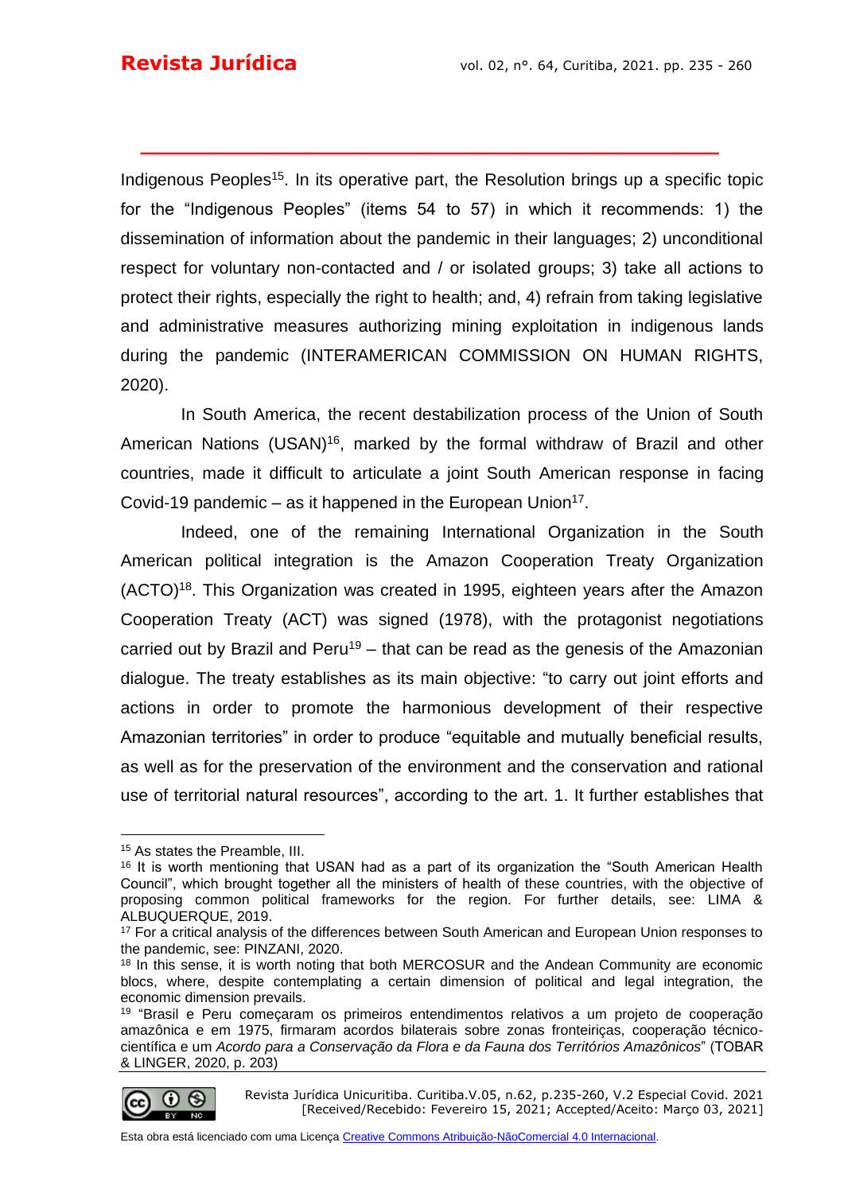Indigenous Peoples[15]. In its operative part, the Resolution brings up a specific topic for the "Indigenous Peoples" (items 54 to 57) in which it recommends: 1) the dissemination of information about the pandemic in their languages; 2) unconditional respect for voluntary non-contacted and / or isolated groups; 3) take all actions to protect their rights, especially the right to health; and, 4) refrain from taking legislative and administrative measures authorizing mining exploitation in indigenous lands during the pandemic (INTERAMERICAN COMMISSION ON HUMAN RIGHTS, 2020).

In South America, the recent destabilization process of the Union of South American Nations (USAN)[16], marked by the formal withdraw of Brazil and other countries, made it difficult to articulate a joint South American response in facing Covid-19 pandemic – as it happened in the European Union[17].

Indeed, one of the remaining International Organization in the South American political integration is the Amazon Cooperation Treaty Organization (ACTO)[18]. This Organization was created in 1995, eighteen years after the Amazon Cooperation Treaty (ACT) was signed (1978), with the protagonist negotiations carried out by Brazil and Peru[19] – that can be read as the genesis of the Amazonian dialogue. The treaty establishes as its main objective: "to carry out joint efforts and actions in order to promote the harmonious development of their respective Amazonian territories" in order to produce "equitable and mutually beneficial results, as well as for the preservation of the environment and the conservation and rational use of territorial natural resources", according to the art. 1. It further establishes that

---

[15] As states the Preamble, III.

[16] It is worth mentioning that USAN had as a part of its organization the "South American Health Council", which brought together all the ministers of health of these countries, with the objective of proposing common political frameworks for the region. For further details, see: LIMA & ALBUQUERQUE, 2019.

[17] For a critical analysis of the differences between South American and European Union responses to the pandemic, see: PINZANI, 2020.

[18] In this sense, it is worth noting that both MERCOSUR and the Andean Community are economic blocs, where, despite contemplating a certain dimension of political and legal integration, the economic dimension prevails.

[19] "Brasil e Peru começaram os primeiros entendimentos relativos a um projeto de cooperação amazônica e em 1975, firmaram acordos bilaterais sobre zonas fronteiriças, cooperação técnico-científica e um *Acordo para a Conservação da Flora e da Fauna dos Territórios Amazônicos*" (TOBAR & LINGER, 2020, p. 203)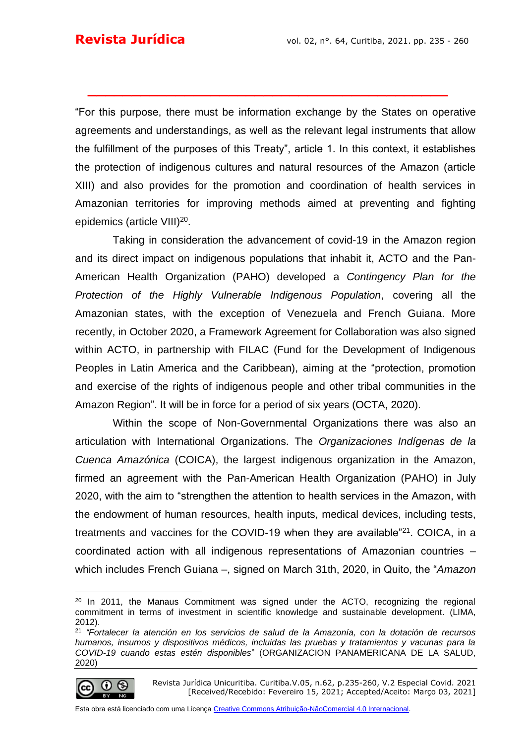"For this purpose, there must be information exchange by the States on operative agreements and understandings, as well as the relevant legal instruments that allow the fulfillment of the purposes of this Treaty", article 1. In this context, it establishes the protection of indigenous cultures and natural resources of the Amazon (article XIII) and also provides for the promotion and coordination of health services in Amazonian territories for improving methods aimed at preventing and fighting epidemics (article VIII)[20].

Taking in consideration the advancement of covid-19 in the Amazon region and its direct impact on indigenous populations that inhabit it, ACTO and the Pan-American Health Organization (PAHO) developed a *Contingency Plan for the Protection of the Highly Vulnerable Indigenous Population*, covering all the Amazonian states, with the exception of Venezuela and French Guiana. More recently, in October 2020, a Framework Agreement for Collaboration was also signed within ACTO, in partnership with FILAC (Fund for the Development of Indigenous Peoples in Latin America and the Caribbean), aiming at the "protection, promotion and exercise of the rights of indigenous people and other tribal communities in the Amazon Region". It will be in force for a period of six years (OCTA, 2020).

Within the scope of Non-Governmental Organizations there was also an articulation with International Organizations. The *Organizaciones Indígenas de la Cuenca Amazónica* (COICA), the largest indigenous organization in the Amazon, firmed an agreement with the Pan-American Health Organization (PAHO) in July 2020, with the aim to "strengthen the attention to health services in the Amazon, with the endowment of human resources, health inputs, medical devices, including tests, treatments and vaccines for the COVID-19 when they are available"[21]. COICA, in a coordinated action with all indigenous representations of Amazonian countries – which includes French Guiana –, signed on March 31th, 2020, in Quito, the "*Amazon*

---

[20] In 2011, the Manaus Commitment was signed under the ACTO, recognizing the regional commitment in terms of investment in scientific knowledge and sustainable development. (LIMA, 2012).

[21] *"Fortalecer la atención en los servicios de salud de la Amazonía, con la dotación de recursos humanos, insumos y dispositivos médicos, incluidas las pruebas y tratamientos y vacunas para la COVID-19 cuando estas estén disponibles*" (ORGANIZACION PANAMERICANA DE LA SALUD, 2020)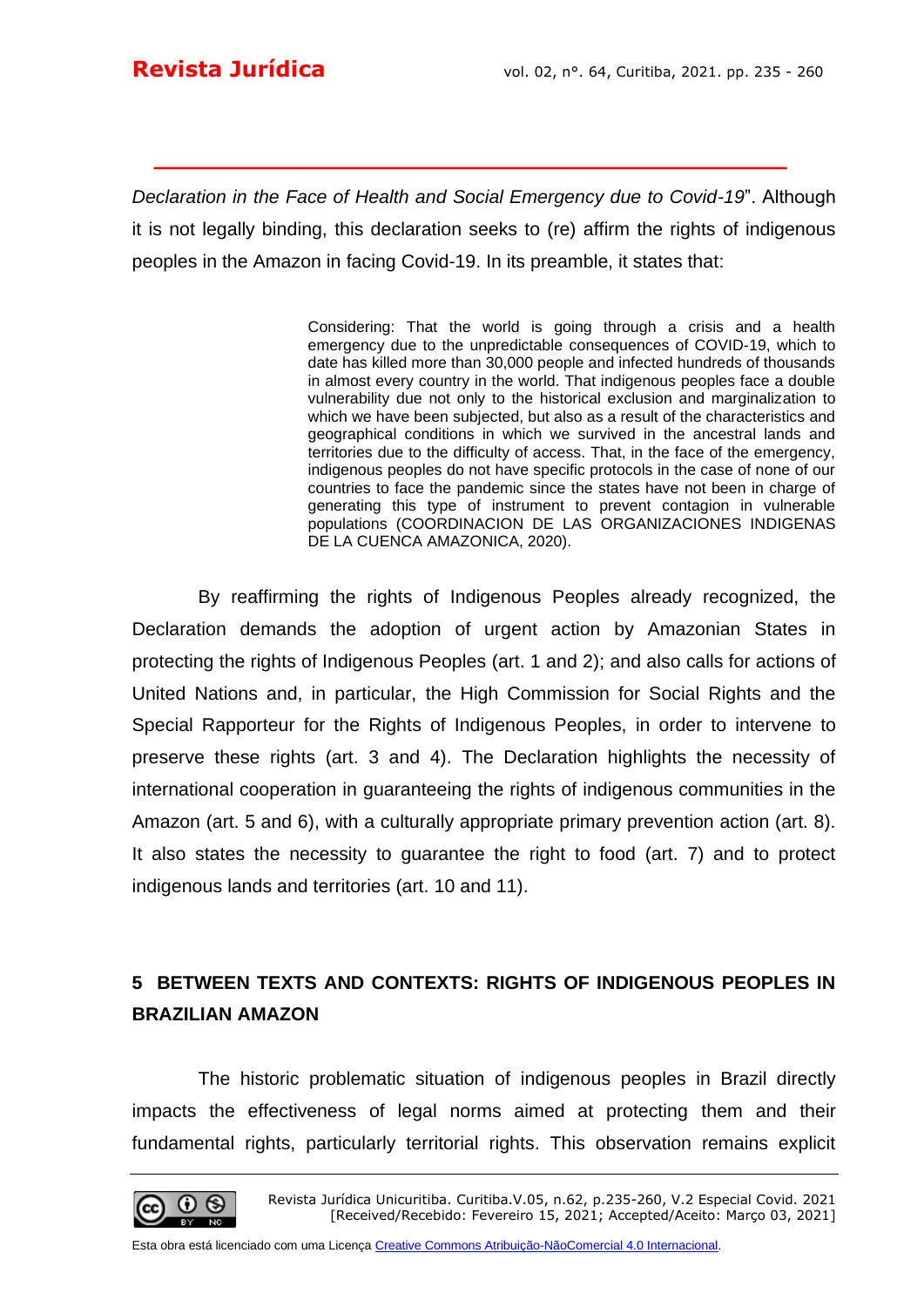*Declaration in the Face of Health and Social Emergency due to Covid-19*". Although it is not legally binding, this declaration seeks to (re) affirm the rights of indigenous peoples in the Amazon in facing Covid-19. In its preamble, it states that:

> Considering: That the world is going through a crisis and a health emergency due to the unpredictable consequences of COVID-19, which to date has killed more than 30,000 people and infected hundreds of thousands in almost every country in the world. That indigenous peoples face a double vulnerability due not only to the historical exclusion and marginalization to which we have been subjected, but also as a result of the characteristics and geographical conditions in which we survived in the ancestral lands and territories due to the difficulty of access. That, in the face of the emergency, indigenous peoples do not have specific protocols in the case of none of our countries to face the pandemic since the states have not been in charge of generating this type of instrument to prevent contagion in vulnerable populations (COORDINACION DE LAS ORGANIZACIONES INDIGENAS DE LA CUENCA AMAZONICA, 2020).

By reaffirming the rights of Indigenous Peoples already recognized, the Declaration demands the adoption of urgent action by Amazonian States in protecting the rights of Indigenous Peoples (art. 1 and 2); and also calls for actions of United Nations and, in particular, the High Commission for Social Rights and the Special Rapporteur for the Rights of Indigenous Peoples, in order to intervene to preserve these rights (art. 3 and 4). The Declaration highlights the necessity of international cooperation in guaranteeing the rights of indigenous communities in the Amazon (art. 5 and 6), with a culturally appropriate primary prevention action (art. 8). It also states the necessity to guarantee the right to food (art. 7) and to protect indigenous lands and territories (art. 10 and 11).

## 5 BETWEEN TEXTS AND CONTEXTS: RIGHTS OF INDIGENOUS PEOPLES IN BRAZILIAN AMAZON

The historic problematic situation of indigenous peoples in Brazil directly impacts the effectiveness of legal norms aimed at protecting them and their fundamental rights, particularly territorial rights. This observation remains explicit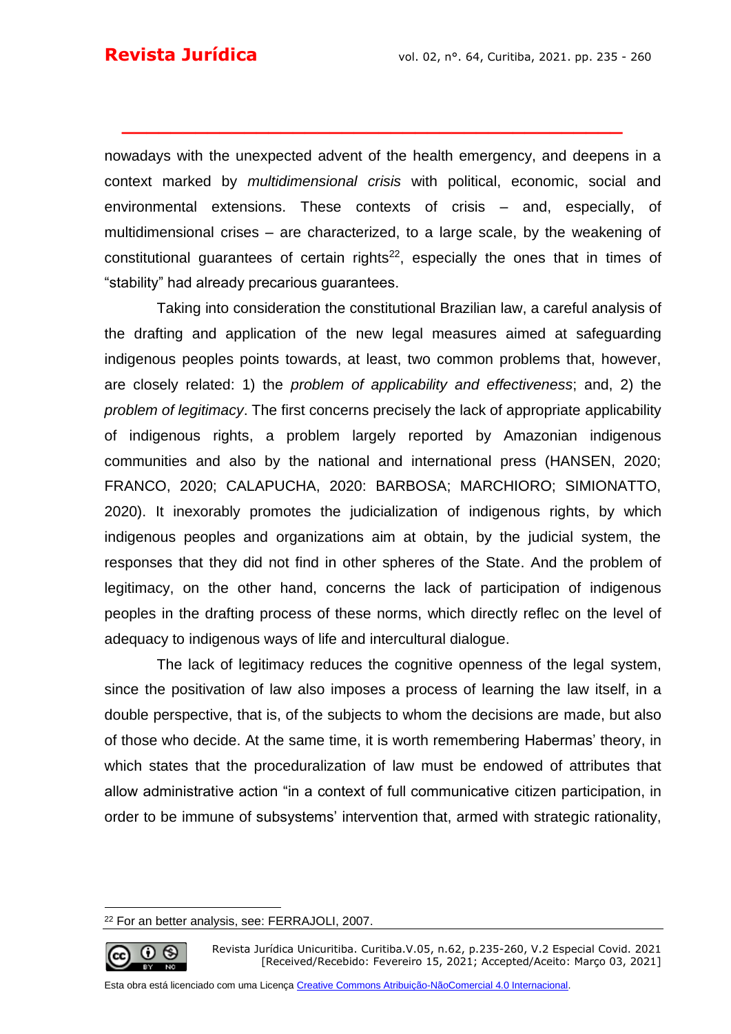nowadays with the unexpected advent of the health emergency, and deepens in a context marked by *multidimensional crisis* with political, economic, social and environmental extensions. These contexts of crisis – and, especially, of multidimensional crises – are characterized, to a large scale, by the weakening of constitutional guarantees of certain rights[22], especially the ones that in times of "stability" had already precarious guarantees.

Taking into consideration the constitutional Brazilian law, a careful analysis of the drafting and application of the new legal measures aimed at safeguarding indigenous peoples points towards, at least, two common problems that, however, are closely related: 1) the *problem of applicability and effectiveness*; and, 2) the *problem of legitimacy*. The first concerns precisely the lack of appropriate applicability of indigenous rights, a problem largely reported by Amazonian indigenous communities and also by the national and international press (HANSEN, 2020; FRANCO, 2020; CALAPUCHA, 2020: BARBOSA; MARCHIORO; SIMIONATTO, 2020). It inexorably promotes the judicialization of indigenous rights, by which indigenous peoples and organizations aim at obtain, by the judicial system, the responses that they did not find in other spheres of the State. And the problem of legitimacy, on the other hand, concerns the lack of participation of indigenous peoples in the drafting process of these norms, which directly reflec on the level of adequacy to indigenous ways of life and intercultural dialogue.

The lack of legitimacy reduces the cognitive openness of the legal system, since the positivation of law also imposes a process of learning the law itself, in a double perspective, that is, of the subjects to whom the decisions are made, but also of those who decide. At the same time, it is worth remembering Habermas' theory, in which states that the proceduralization of law must be endowed of attributes that allow administrative action "in a context of full communicative citizen participation, in order to be immune of subsystems' intervention that, armed with strategic rationality,

---

[22] For an better analysis, see: FERRAJOLI, 2007.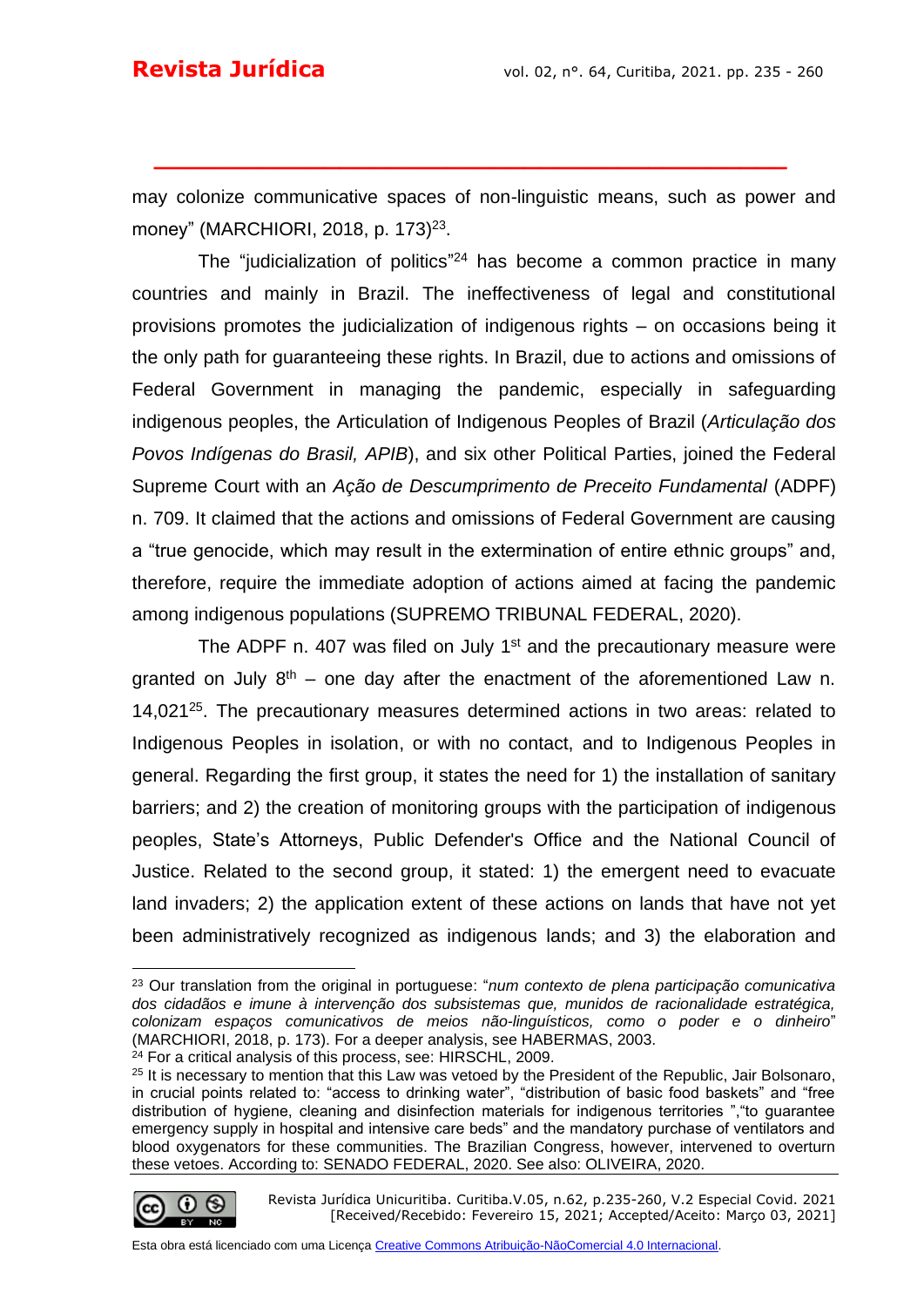may colonize communicative spaces of non-linguistic means, such as power and money" (MARCHIORI, 2018, p. 173)[23].

The "judicialization of politics"[24] has become a common practice in many countries and mainly in Brazil. The ineffectiveness of legal and constitutional provisions promotes the judicialization of indigenous rights – on occasions being it the only path for guaranteeing these rights. In Brazil, due to actions and omissions of Federal Government in managing the pandemic, especially in safeguarding indigenous peoples, the Articulation of Indigenous Peoples of Brazil (*Articulação dos Povos Indígenas do Brasil, APIB*), and six other Political Parties, joined the Federal Supreme Court with an *Ação de Descumprimento de Preceito Fundamental* (ADPF) n. 709. It claimed that the actions and omissions of Federal Government are causing a "true genocide, which may result in the extermination of entire ethnic groups" and, therefore, require the immediate adoption of actions aimed at facing the pandemic among indigenous populations (SUPREMO TRIBUNAL FEDERAL, 2020).

The ADPF n. 407 was filed on July 1st and the precautionary measure were granted on July 8th – one day after the enactment of the aforementioned Law n. 14,021[25]. The precautionary measures determined actions in two areas: related to Indigenous Peoples in isolation, or with no contact, and to Indigenous Peoples in general. Regarding the first group, it states the need for 1) the installation of sanitary barriers; and 2) the creation of monitoring groups with the participation of indigenous peoples, State's Attorneys, Public Defender's Office and the National Council of Justice. Related to the second group, it stated: 1) the emergent need to evacuate land invaders; 2) the application extent of these actions on lands that have not yet been administratively recognized as indigenous lands; and 3) the elaboration and

---

[23] Our translation from the original in portuguese: "*num contexto de plena participação comunicativa dos cidadãos e imune à intervenção dos subsistemas que, munidos de racionalidade estratégica, colonizam espaços comunicativos de meios não-linguísticos, como o poder e o dinheiro*" (MARCHIORI, 2018, p. 173). For a deeper analysis, see HABERMAS, 2003.

[24] For a critical analysis of this process, see: HIRSCHL, 2009.

[25] It is necessary to mention that this Law was vetoed by the President of the Republic, Jair Bolsonaro, in crucial points related to: "access to drinking water", "distribution of basic food baskets" and "free distribution of hygiene, cleaning and disinfection materials for indigenous territories ","to guarantee emergency supply in hospital and intensive care beds" and the mandatory purchase of ventilators and blood oxygenators for these communities. The Brazilian Congress, however, intervened to overturn these vetoes. According to: SENADO FEDERAL, 2020. See also: OLIVEIRA, 2020.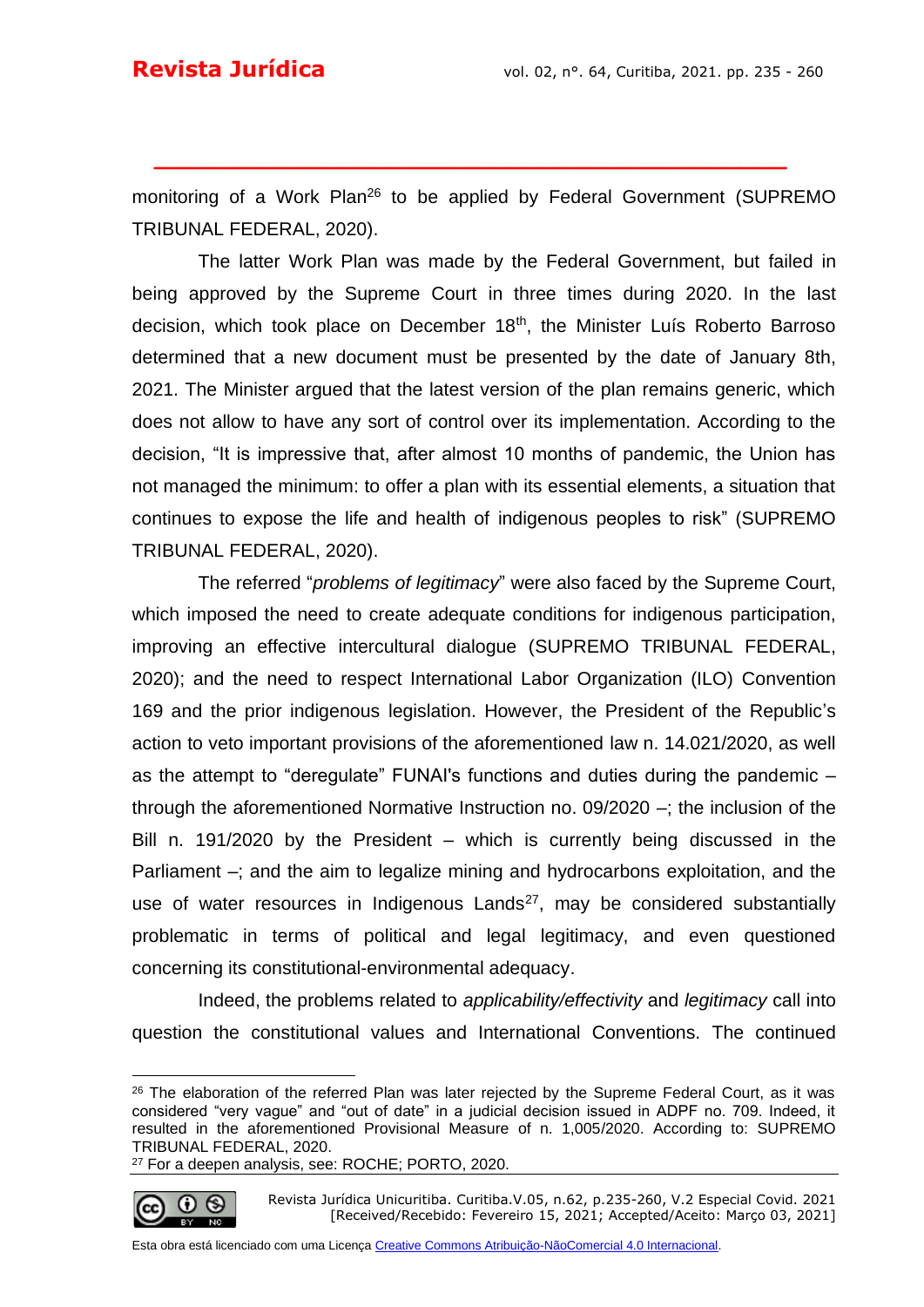monitoring of a Work Plan[26] to be applied by Federal Government (SUPREMO TRIBUNAL FEDERAL, 2020).

The latter Work Plan was made by the Federal Government, but failed in being approved by the Supreme Court in three times during 2020. In the last decision, which took place on December 18th, the Minister Luís Roberto Barroso determined that a new document must be presented by the date of January 8th, 2021. The Minister argued that the latest version of the plan remains generic, which does not allow to have any sort of control over its implementation. According to the decision, "It is impressive that, after almost 10 months of pandemic, the Union has not managed the minimum: to offer a plan with its essential elements, a situation that continues to expose the life and health of indigenous peoples to risk" (SUPREMO TRIBUNAL FEDERAL, 2020).

The referred "*problems of legitimacy*" were also faced by the Supreme Court, which imposed the need to create adequate conditions for indigenous participation, improving an effective intercultural dialogue (SUPREMO TRIBUNAL FEDERAL, 2020); and the need to respect International Labor Organization (ILO) Convention 169 and the prior indigenous legislation. However, the President of the Republic's action to veto important provisions of the aforementioned law n. 14.021/2020, as well as the attempt to "deregulate" FUNAI's functions and duties during the pandemic – through the aforementioned Normative Instruction no. 09/2020 –; the inclusion of the Bill n. 191/2020 by the President – which is currently being discussed in the Parliament –; and the aim to legalize mining and hydrocarbons exploitation, and the use of water resources in Indigenous Lands[27], may be considered substantially problematic in terms of political and legal legitimacy, and even questioned concerning its constitutional-environmental adequacy.

Indeed, the problems related to *applicability/effectivity* and *legitimacy* call into question the constitutional values and International Conventions. The continued

---

[26] The elaboration of the referred Plan was later rejected by the Supreme Federal Court, as it was considered "very vague" and "out of date" in a judicial decision issued in ADPF no. 709. Indeed, it resulted in the aforementioned Provisional Measure of n. 1,005/2020. According to: SUPREMO TRIBUNAL FEDERAL, 2020.

[27] For a deepen analysis, see: ROCHE; PORTO, 2020.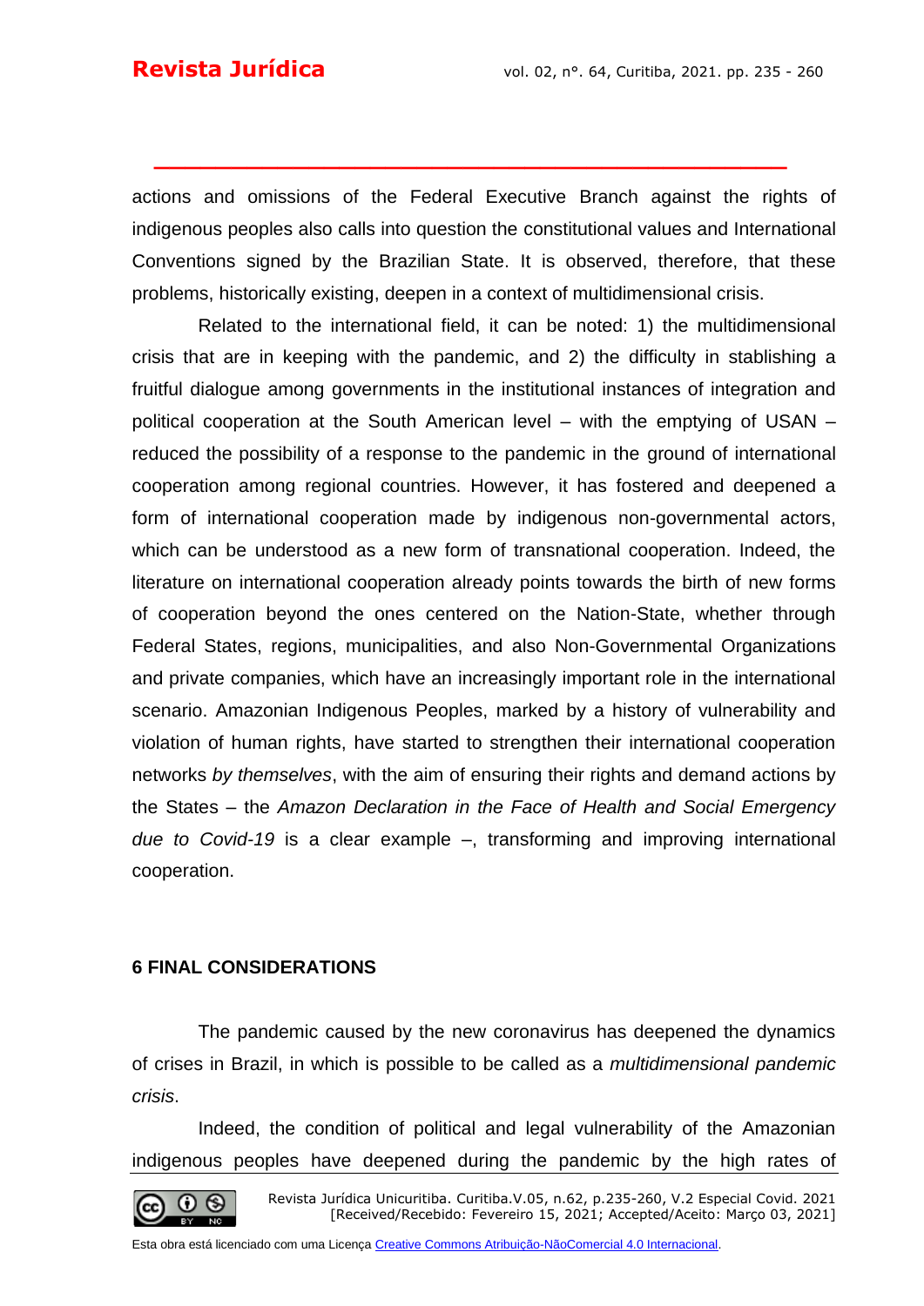actions and omissions of the Federal Executive Branch against the rights of indigenous peoples also calls into question the constitutional values and International Conventions signed by the Brazilian State. It is observed, therefore, that these problems, historically existing, deepen in a context of multidimensional crisis.

Related to the international field, it can be noted: 1) the multidimensional crisis that are in keeping with the pandemic, and 2) the difficulty in stablishing a fruitful dialogue among governments in the institutional instances of integration and political cooperation at the South American level – with the emptying of USAN – reduced the possibility of a response to the pandemic in the ground of international cooperation among regional countries. However, it has fostered and deepened a form of international cooperation made by indigenous non-governmental actors, which can be understood as a new form of transnational cooperation. Indeed, the literature on international cooperation already points towards the birth of new forms of cooperation beyond the ones centered on the Nation-State, whether through Federal States, regions, municipalities, and also Non-Governmental Organizations and private companies, which have an increasingly important role in the international scenario. Amazonian Indigenous Peoples, marked by a history of vulnerability and violation of human rights, have started to strengthen their international cooperation networks *by themselves*, with the aim of ensuring their rights and demand actions by the States – the *Amazon Declaration in the Face of Health and Social Emergency due to Covid-19* is a clear example –, transforming and improving international cooperation.

## 6 FINAL CONSIDERATIONS

The pandemic caused by the new coronavirus has deepened the dynamics of crises in Brazil, in which is possible to be called as a *multidimensional pandemic crisis*.

Indeed, the condition of political and legal vulnerability of the Amazonian indigenous peoples have deepened during the pandemic by the high rates of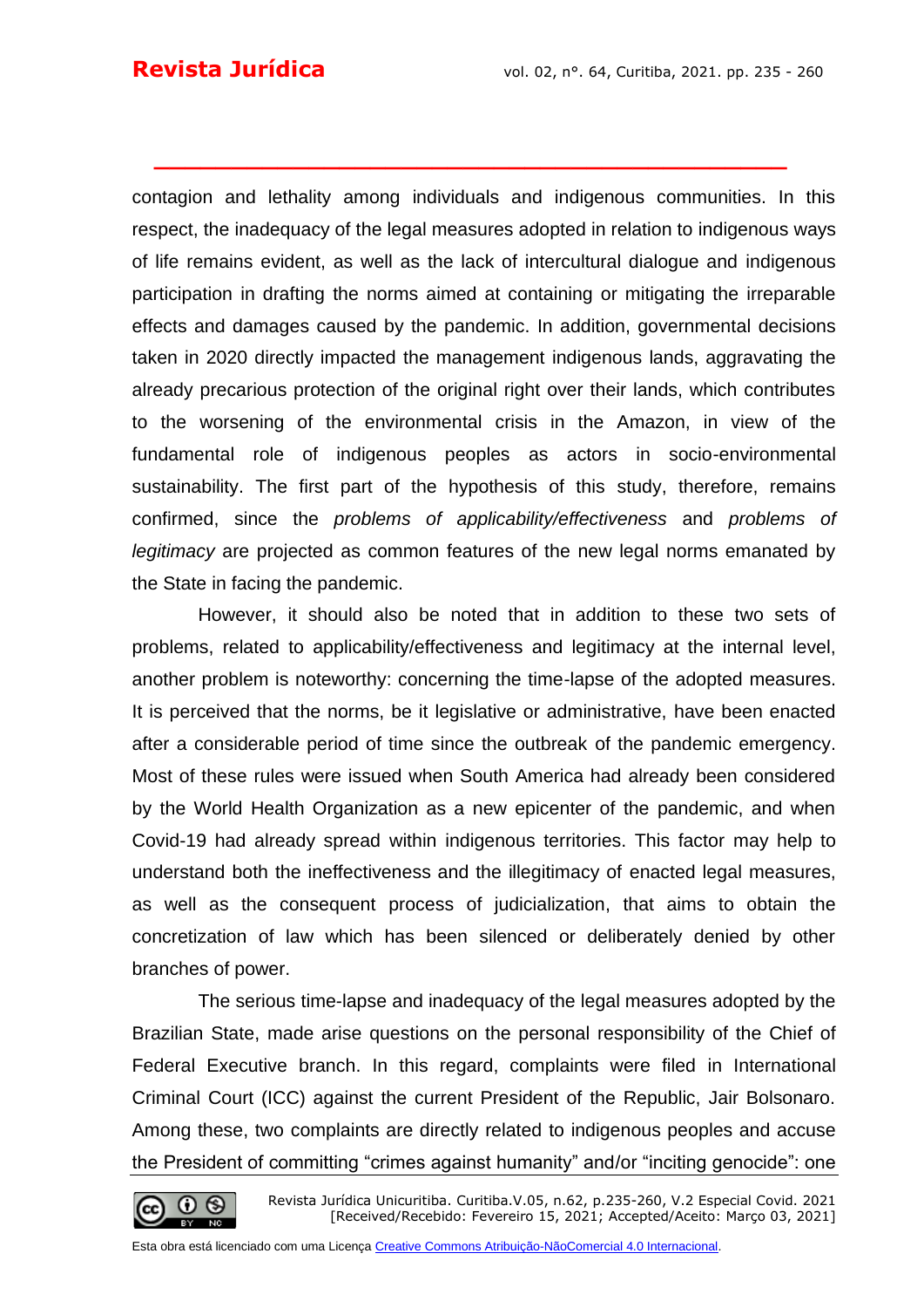contagion and lethality among individuals and indigenous communities. In this respect, the inadequacy of the legal measures adopted in relation to indigenous ways of life remains evident, as well as the lack of intercultural dialogue and indigenous participation in drafting the norms aimed at containing or mitigating the irreparable effects and damages caused by the pandemic. In addition, governmental decisions taken in 2020 directly impacted the management indigenous lands, aggravating the already precarious protection of the original right over their lands, which contributes to the worsening of the environmental crisis in the Amazon, in view of the fundamental role of indigenous peoples as actors in socio-environmental sustainability. The first part of the hypothesis of this study, therefore, remains confirmed, since the *problems of applicability/effectiveness* and *problems of legitimacy* are projected as common features of the new legal norms emanated by the State in facing the pandemic.

However, it should also be noted that in addition to these two sets of problems, related to applicability/effectiveness and legitimacy at the internal level, another problem is noteworthy: concerning the time-lapse of the adopted measures. It is perceived that the norms, be it legislative or administrative, have been enacted after a considerable period of time since the outbreak of the pandemic emergency. Most of these rules were issued when South America had already been considered by the World Health Organization as a new epicenter of the pandemic, and when Covid-19 had already spread within indigenous territories. This factor may help to understand both the ineffectiveness and the illegitimacy of enacted legal measures, as well as the consequent process of judicialization, that aims to obtain the concretization of law which has been silenced or deliberately denied by other branches of power.

The serious time-lapse and inadequacy of the legal measures adopted by the Brazilian State, made arise questions on the personal responsibility of the Chief of Federal Executive branch. In this regard, complaints were filed in International Criminal Court (ICC) against the current President of the Republic, Jair Bolsonaro. Among these, two complaints are directly related to indigenous peoples and accuse the President of committing “crimes against humanity” and/or “inciting genocide”: one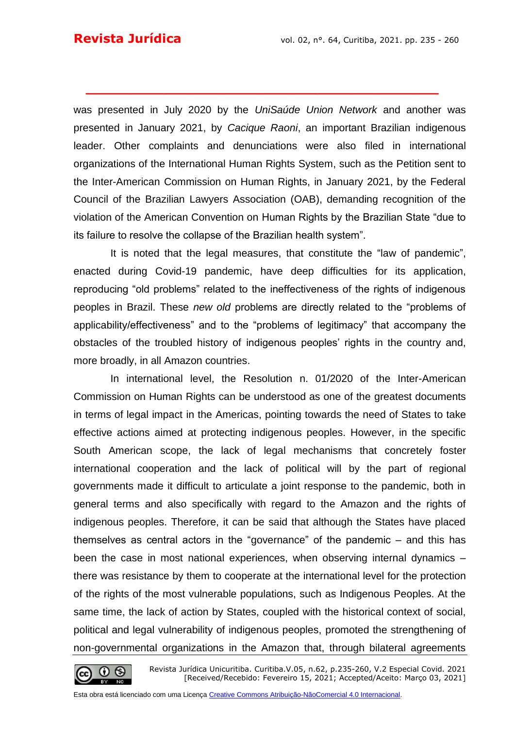was presented in July 2020 by the *UniSaúde Union Network* and another was presented in January 2021, by *Cacique Raoni*, an important Brazilian indigenous leader. Other complaints and denunciations were also filed in international organizations of the International Human Rights System, such as the Petition sent to the Inter-American Commission on Human Rights, in January 2021, by the Federal Council of the Brazilian Lawyers Association (OAB), demanding recognition of the violation of the American Convention on Human Rights by the Brazilian State "due to its failure to resolve the collapse of the Brazilian health system".

It is noted that the legal measures, that constitute the "law of pandemic", enacted during Covid-19 pandemic, have deep difficulties for its application, reproducing "old problems" related to the ineffectiveness of the rights of indigenous peoples in Brazil. These *new old* problems are directly related to the "problems of applicability/effectiveness" and to the "problems of legitimacy" that accompany the obstacles of the troubled history of indigenous peoples' rights in the country and, more broadly, in all Amazon countries.

In international level, the Resolution n. 01/2020 of the Inter-American Commission on Human Rights can be understood as one of the greatest documents in terms of legal impact in the Americas, pointing towards the need of States to take effective actions aimed at protecting indigenous peoples. However, in the specific South American scope, the lack of legal mechanisms that concretely foster international cooperation and the lack of political will by the part of regional governments made it difficult to articulate a joint response to the pandemic, both in general terms and also specifically with regard to the Amazon and the rights of indigenous peoples. Therefore, it can be said that although the States have placed themselves as central actors in the "governance" of the pandemic – and this has been the case in most national experiences, when observing internal dynamics – there was resistance by them to cooperate at the international level for the protection of the rights of the most vulnerable populations, such as Indigenous Peoples. At the same time, the lack of action by States, coupled with the historical context of social, political and legal vulnerability of indigenous peoples, promoted the strengthening of non-governmental organizations in the Amazon that, through bilateral agreements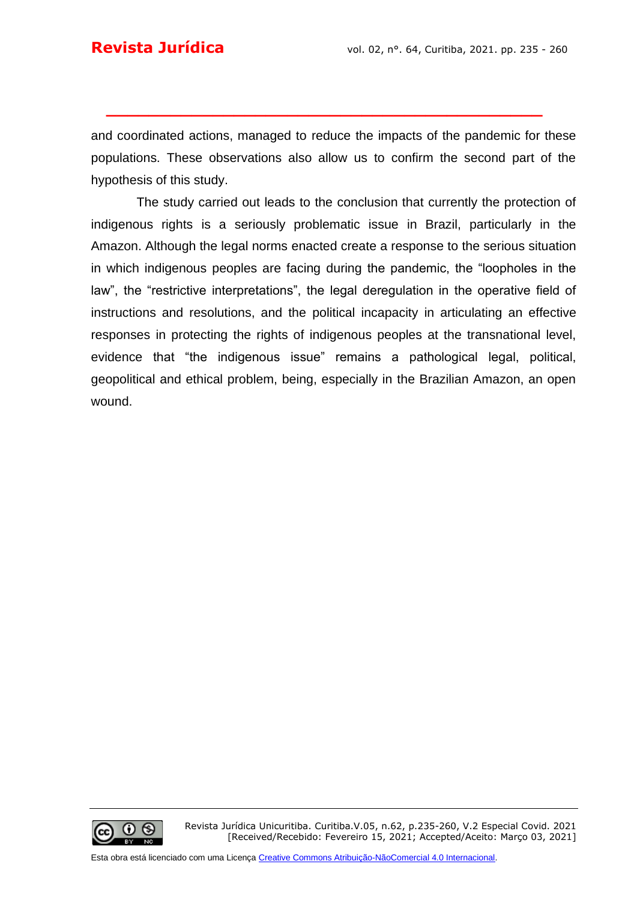and coordinated actions, managed to reduce the impacts of the pandemic for these populations. These observations also allow us to confirm the second part of the hypothesis of this study.

The study carried out leads to the conclusion that currently the protection of indigenous rights is a seriously problematic issue in Brazil, particularly in the Amazon. Although the legal norms enacted create a response to the serious situation in which indigenous peoples are facing during the pandemic, the "loopholes in the law", the "restrictive interpretations", the legal deregulation in the operative field of instructions and resolutions, and the political incapacity in articulating an effective responses in protecting the rights of indigenous peoples at the transnational level, evidence that "the indigenous issue" remains a pathological legal, political, geopolitical and ethical problem, being, especially in the Brazilian Amazon, an open wound.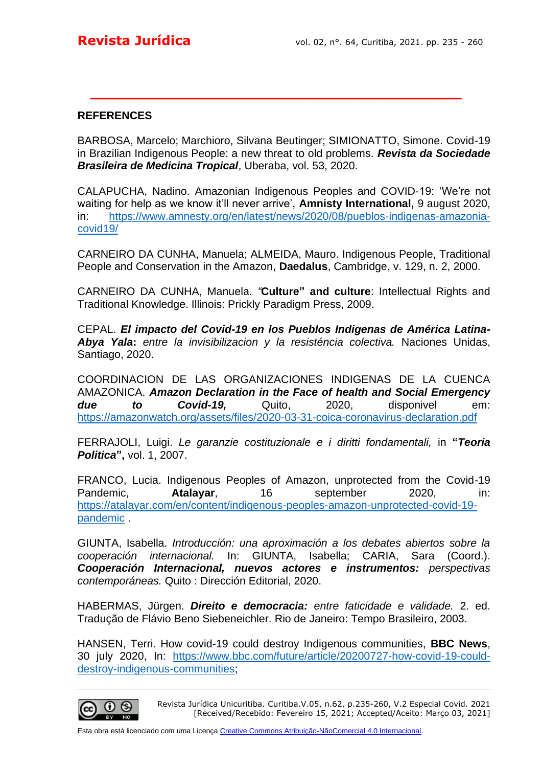## REFERENCES

BARBOSA, Marcelo; Marchioro, Silvana Beutinger; SIMIONATTO, Simone. Covid-19 in Brazilian Indigenous People: a new threat to old problems. ***Revista da Sociedade Brasileira de Medicina Tropical***, Uberaba, vol. 53, 2020.

CALAPUCHA, Nadino. Amazonian Indigenous Peoples and COVID-19: 'We're not waiting for help as we know it'll never arrive', **Amnisty International,** 9 august 2020, in: https://www.amnesty.org/en/latest/news/2020/08/pueblos-indigenas-amazonia-covid19/

CARNEIRO DA CUNHA, Manuela; ALMEIDA, Mauro. Indigenous People, Traditional People and Conservation in the Amazon, **Daedalus**, Cambridge, v. 129, n. 2, 2000.

CARNEIRO DA CUNHA, Manuela. *"***Culture" and culture**: Intellectual Rights and Traditional Knowledge. Illinois: Prickly Paradigm Press, 2009.

CEPAL. ***El impacto del Covid-19 en los Pueblos Indigenas de América Latina-Abya Yala*****:** *entre la invisibilizacion y la resisténcia colectiva.* Naciones Unidas, Santiago, 2020.

COORDINACION DE LAS ORGANIZACIONES INDIGENAS DE LA CUENCA AMAZONICA. ***Amazon Declaration in the Face of health and Social Emergency due to Covid-19,*** Quito, 2020, disponivel em: https://amazonwatch.org/assets/files/2020-03-31-coica-coronavirus-declaration.pdf

FERRAJOLI, Luigi. *Le garanzie costituzionale e i diritti fondamentali,* in **"*Teoria Politica*",** vol. 1, 2007.

FRANCO, Lucia. Indigenous Peoples of Amazon, unprotected from the Covid-19 Pandemic, **Atalayar**, 16 september 2020, in: https://atalayar.com/en/content/indigenous-peoples-amazon-unprotected-covid-19-pandemic .

GIUNTA, Isabella. *Introducción: una aproximación a los debates abiertos sobre la cooperación internacional.* In: GIUNTA, Isabella; CARIA, Sara (Coord.). ***Cooperación Internacional, nuevos actores e instrumentos:*** *perspectivas contemporáneas.* Quito : Dirección Editorial, 2020.

HABERMAS, Jürgen. ***Direito e democracia:*** *entre faticidade e validade.* 2. ed. Tradução de Flávio Beno Siebeneichler. Rio de Janeiro: Tempo Brasileiro, 2003.

HANSEN, Terri. How covid-19 could destroy Indigenous communities, **BBC News**, 30 july 2020, In: https://www.bbc.com/future/article/20200727-how-covid-19-could-destroy-indigenous-communities;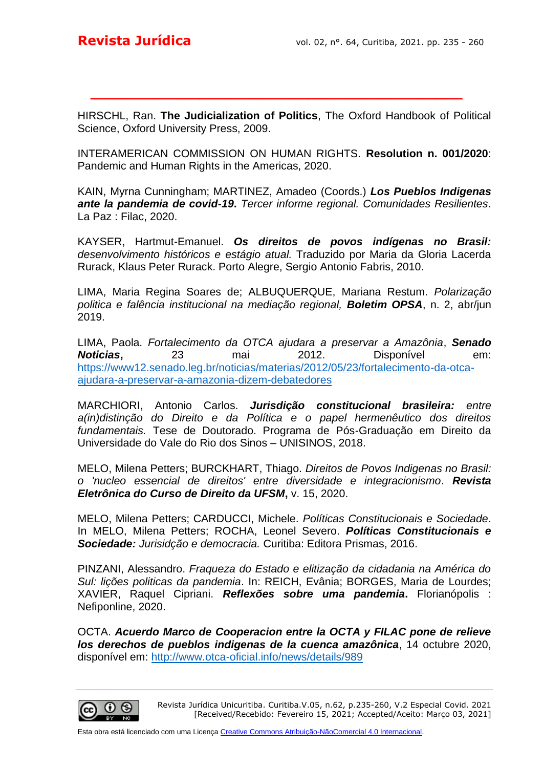HIRSCHL, Ran. **The Judicialization of Politics**, The Oxford Handbook of Political Science, Oxford University Press, 2009.

INTERAMERICAN COMMISSION ON HUMAN RIGHTS. **Resolution n. 001/2020**: Pandemic and Human Rights in the Americas, 2020.

KAIN, Myrna Cunningham; MARTINEZ, Amadeo (Coords.) ***Los Pueblos Indigenas ante la pandemia de covid-19.*** *Tercer informe regional. Comunidades Resilientes*. La Paz : Filac, 2020.

KAYSER, Hartmut-Emanuel. ***Os direitos de povos indígenas no Brasil:*** *desenvolvimento históricos e estágio atual.* Traduzido por Maria da Gloria Lacerda Rurack, Klaus Peter Rurack. Porto Alegre, Sergio Antonio Fabris, 2010.

LIMA, Maria Regina Soares de; ALBUQUERQUE, Mariana Restum. *Polarização politica e falência institucional na mediação regional,* ***Boletim OPSA***, n. 2, abr/jun 2019.

LIMA, Paola. *Fortalecimento da OTCA ajudara a preservar a Amazônia*, ***Senado Noticias*, **23 mai 2012. Disponível em: https://www12.senado.leg.br/noticias/materias/2012/05/23/fortalecimento-da-otca-ajudara-a-preservar-a-amazonia-dizem-debatedores

MARCHIORI, Antonio Carlos. ***Jurisdição constitucional brasileira:*** *entre a(in)distinção do Direito e da Política e o papel hermenêutico dos direitos fundamentais.* Tese de Doutorado. Programa de Pós-Graduação em Direito da Universidade do Vale do Rio dos Sinos – UNISINOS, 2018.

MELO, Milena Petters; BURCKHART, Thiago. *Direitos de Povos Indigenas no Brasil: o 'nucleo essencial de direitos' entre diversidade e integracionismo*. ***Revista Eletrônica do Curso de Direito da UFSM*,** v. 15, 2020.

MELO, Milena Petters; CARDUCCI, Michele. *Políticas Constitucionais e Sociedade*. In MELO, Milena Petters; ROCHA, Leonel Severo. ***Políticas Constitucionais e Sociedade:*** *Jurisdção e democracia.* Curitiba: Editora Prismas, 2016.

PINZANI, Alessandro. *Fraqueza do Estado e elitização da cidadania na América do Sul: lições politicas da pandemia*. In: REICH, Evânia; BORGES, Maria de Lourdes; XAVIER, Raquel Cipriani. ***Reflexões sobre uma pandemia*.** Florianópolis : Nefiponline, 2020.

OCTA. ***Acuerdo Marco de Cooperacion entre la OCTA y FILAC pone de relieve los derechos de pueblos indigenas de la cuenca amazônica***, 14 octubre 2020, disponível em: http://www.otca-oficial.info/news/details/989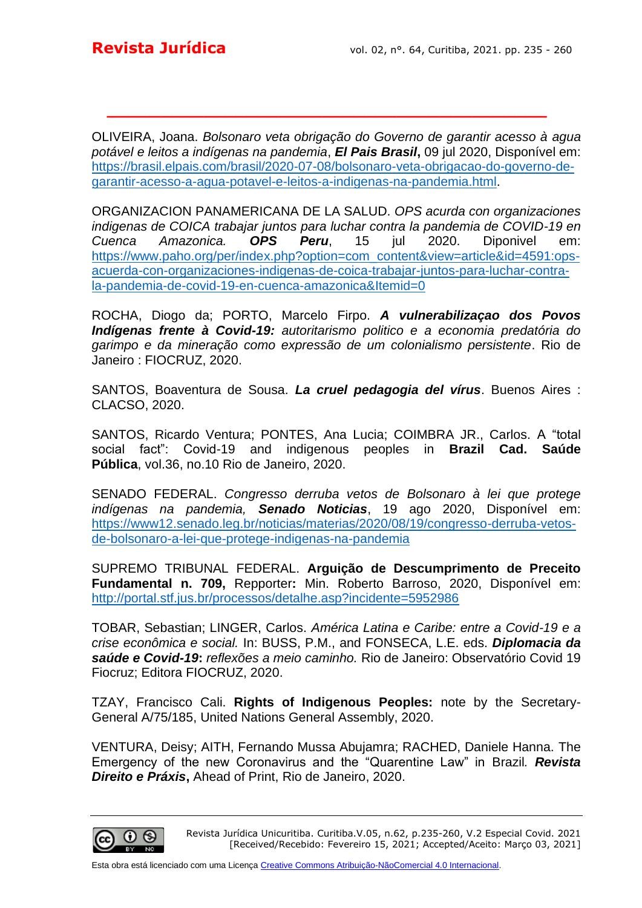OLIVEIRA, Joana. *Bolsonaro veta obrigação do Governo de garantir acesso à agua potável e leitos a indígenas na pandemia*, ***El Pais Brasil*****,** 09 jul 2020, Disponível em: https://brasil.elpais.com/brasil/2020-07-08/bolsonaro-veta-obrigacao-do-governo-de-garantir-acesso-a-agua-potavel-e-leitos-a-indigenas-na-pandemia.html.

ORGANIZACION PANAMERICANA DE LA SALUD. *OPS acurda con organizaciones indigenas de COICA trabajar juntos para luchar contra la pandemia de COVID-19 en Cuenca Amazonica.* ***OPS Peru***, 15 jul 2020. Diponivel em: https://www.paho.org/per/index.php?option=com_content&view=article&id=4591:ops-acuerda-con-organizaciones-indigenas-de-coica-trabajar-juntos-para-luchar-contra-la-pandemia-de-covid-19-en-cuenca-amazonica&Itemid=0

ROCHA, Diogo da; PORTO, Marcelo Firpo. ***A vulnerabilizaçao dos Povos Indígenas frente à Covid-19:*** *autoritarismo politico e a economia predatória do garimpo e da mineração como expressão de um colonialismo persistente*. Rio de Janeiro : FIOCRUZ, 2020.

SANTOS, Boaventura de Sousa. ***La cruel pedagogia del vírus***. Buenos Aires : CLACSO, 2020.

SANTOS, Ricardo Ventura; PONTES, Ana Lucia; COIMBRA JR., Carlos. A “total social fact”: Covid-19 and indigenous peoples in **Brazil Cad. Saúde Pública**, vol.36, no.10 Rio de Janeiro, 2020.

SENADO FEDERAL. *Congresso derruba vetos de Bolsonaro à lei que protege indígenas na pandemia,* ***Senado Noticias***, 19 ago 2020, Disponível em: https://www12.senado.leg.br/noticias/materias/2020/08/19/congresso-derruba-vetos-de-bolsonaro-a-lei-que-protege-indigenas-na-pandemia

SUPREMO TRIBUNAL FEDERAL. **Arguição de Descumprimento de Preceito Fundamental n. 709,** Repporter**:** Min. Roberto Barroso, 2020, Disponível em: http://portal.stf.jus.br/processos/detalhe.asp?incidente=5952986

TOBAR, Sebastian; LINGER, Carlos. *América Latina e Caribe: entre a Covid-19 e a crise econômica e social.* In: BUSS, P.M., and FONSECA, L.E. eds. ***Diplomacia da saúde e Covid-19*****:** *reflexões a meio caminho.* Rio de Janeiro: Observatório Covid 19 Fiocruz; Editora FIOCRUZ, 2020.

TZAY, Francisco Cali. **Rights of Indigenous Peoples:** note by the Secretary-General A/75/185, United Nations General Assembly, 2020.

VENTURA, Deisy; AITH, Fernando Mussa Abujamra; RACHED, Daniele Hanna. The Emergency of the new Coronavirus and the “Quarentine Law” in Brazil*.* ***Revista Direito e Práxis*****,** Ahead of Print, Rio de Janeiro, 2020.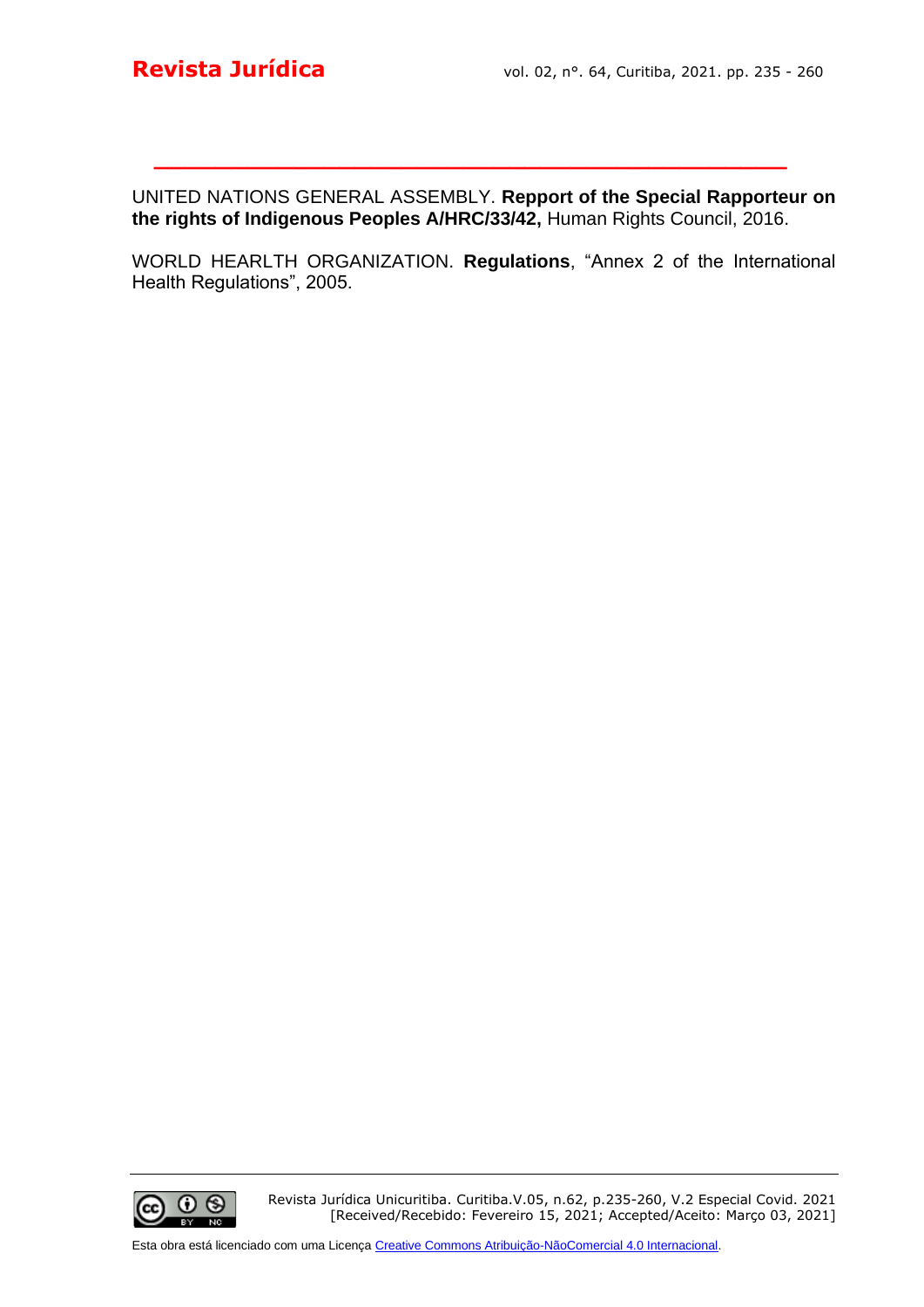UNITED NATIONS GENERAL ASSEMBLY. **Repport of the Special Rapporteur on the rights of Indigenous Peoples A/HRC/33/42,** Human Rights Council, 2016.

WORLD HEARLTH ORGANIZATION. **Regulations**, “Annex 2 of the International Health Regulations”, 2005.